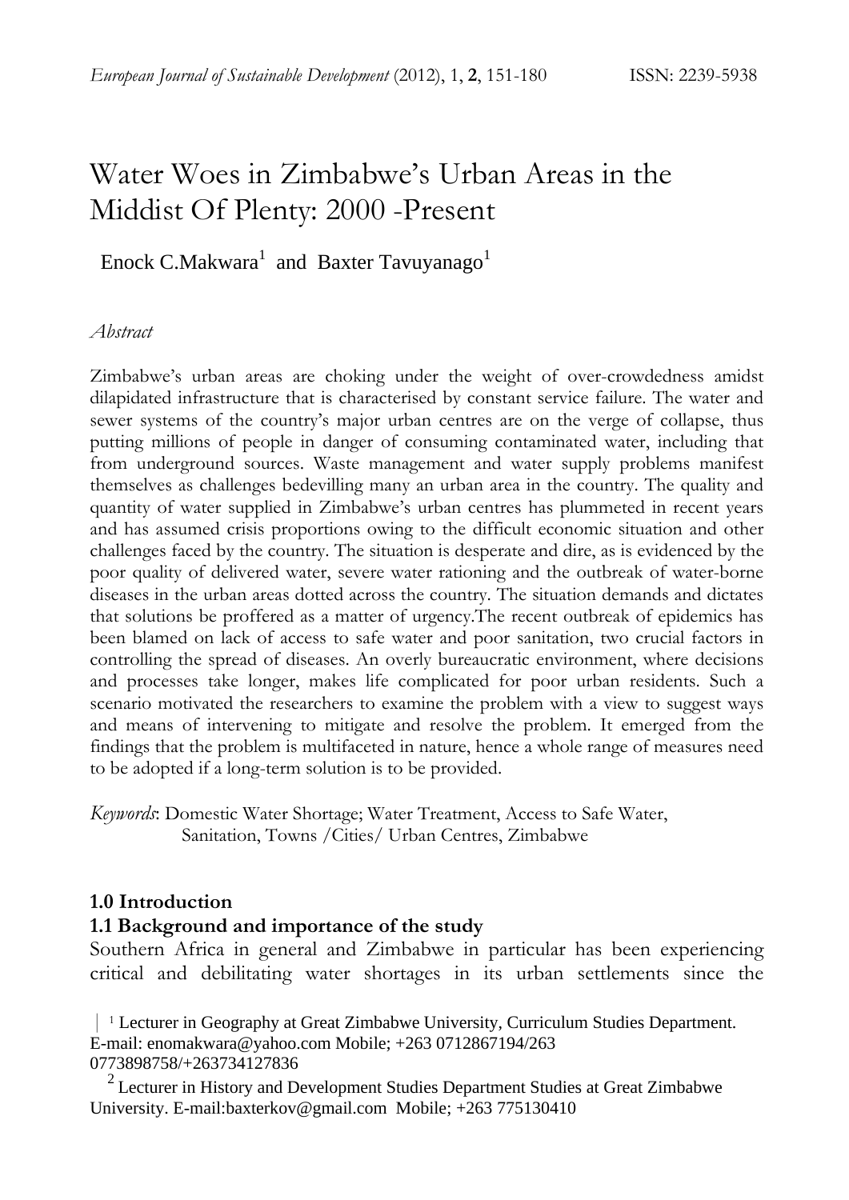# Water Woes in Zimbabwe's Urban Areas in the Middist Of Plenty: 2000 -Present

Enock C.Makwara[1] and Baxter Tavuyanago[1]

*Abstract*

Zimbabwe's urban areas are choking under the weight of over-crowdedness amidst dilapidated infrastructure that is characterised by constant service failure. The water and sewer systems of the country's major urban centres are on the verge of collapse, thus putting millions of people in danger of consuming contaminated water, including that from underground sources. Waste management and water supply problems manifest themselves as challenges bedevilling many an urban area in the country. The quality and quantity of water supplied in Zimbabwe's urban centres has plummeted in recent years and has assumed crisis proportions owing to the difficult economic situation and other challenges faced by the country. The situation is desperate and dire, as is evidenced by the poor quality of delivered water, severe water rationing and the outbreak of water-borne diseases in the urban areas dotted across the country. The situation demands and dictates that solutions be proffered as a matter of urgency.The recent outbreak of epidemics has been blamed on lack of access to safe water and poor sanitation, two crucial factors in controlling the spread of diseases. An overly bureaucratic environment, where decisions and processes take longer, makes life complicated for poor urban residents. Such a scenario motivated the researchers to examine the problem with a view to suggest ways and means of intervening to mitigate and resolve the problem. It emerged from the findings that the problem is multifaceted in nature, hence a whole range of measures need to be adopted if a long-term solution is to be provided.

*Keywords*: Domestic Water Shortage; Water Treatment, Access to Safe Water, Sanitation, Towns /Cities/ Urban Centres, Zimbabwe

## 1.0 Introduction

### 1.1 Background and importance of the study

Southern Africa in general and Zimbabwe in particular has been experiencing critical and debilitating water shortages in its urban settlements since the

[1] Lecturer in Geography at Great Zimbabwe University, Curriculum Studies Department. E-mail: enomakwara@yahoo.com Mobile; +263 0712867194/263 0773898758/+263734127836

[2] Lecturer in History and Development Studies Department Studies at Great Zimbabwe University. E-mail:baxterkov@gmail.com Mobile; +263 775130410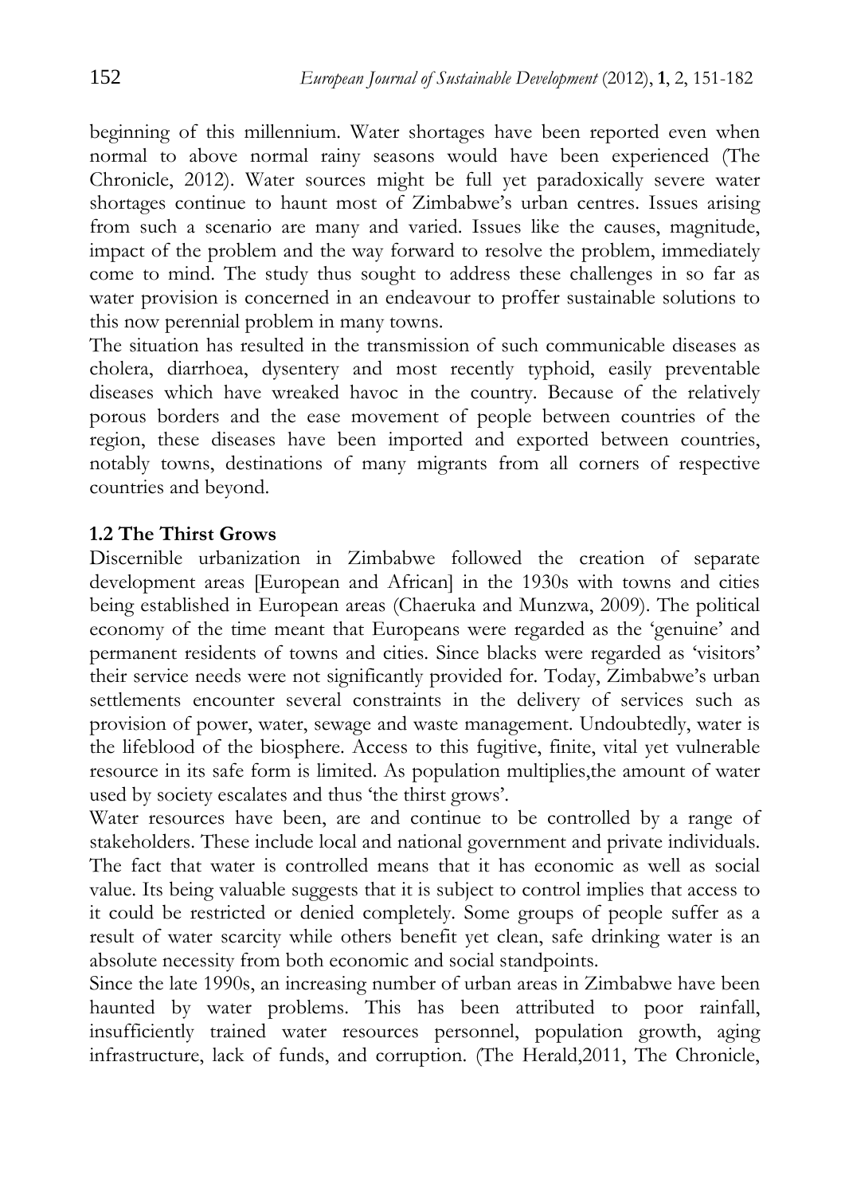beginning of this millennium. Water shortages have been reported even when normal to above normal rainy seasons would have been experienced (The Chronicle, 2012). Water sources might be full yet paradoxically severe water shortages continue to haunt most of Zimbabwe's urban centres. Issues arising from such a scenario are many and varied. Issues like the causes, magnitude, impact of the problem and the way forward to resolve the problem, immediately come to mind. The study thus sought to address these challenges in so far as water provision is concerned in an endeavour to proffer sustainable solutions to this now perennial problem in many towns.

The situation has resulted in the transmission of such communicable diseases as cholera, diarrhoea, dysentery and most recently typhoid, easily preventable diseases which have wreaked havoc in the country. Because of the relatively porous borders and the ease movement of people between countries of the region, these diseases have been imported and exported between countries, notably towns, destinations of many migrants from all corners of respective countries and beyond.

### 1.2 The Thirst Grows

Discernible urbanization in Zimbabwe followed the creation of separate development areas [European and African] in the 1930s with towns and cities being established in European areas (Chaeruka and Munzwa, 2009). The political economy of the time meant that Europeans were regarded as the 'genuine' and permanent residents of towns and cities. Since blacks were regarded as 'visitors' their service needs were not significantly provided for. Today, Zimbabwe's urban settlements encounter several constraints in the delivery of services such as provision of power, water, sewage and waste management. Undoubtedly, water is the lifeblood of the biosphere. Access to this fugitive, finite, vital yet vulnerable resource in its safe form is limited. As population multiplies,the amount of water used by society escalates and thus 'the thirst grows'.

Water resources have been, are and continue to be controlled by a range of stakeholders. These include local and national government and private individuals. The fact that water is controlled means that it has economic as well as social value. Its being valuable suggests that it is subject to control implies that access to it could be restricted or denied completely. Some groups of people suffer as a result of water scarcity while others benefit yet clean, safe drinking water is an absolute necessity from both economic and social standpoints.

Since the late 1990s, an increasing number of urban areas in Zimbabwe have been haunted by water problems. This has been attributed to poor rainfall, insufficiently trained water resources personnel, population growth, aging infrastructure, lack of funds, and corruption. (The Herald,2011, The Chronicle,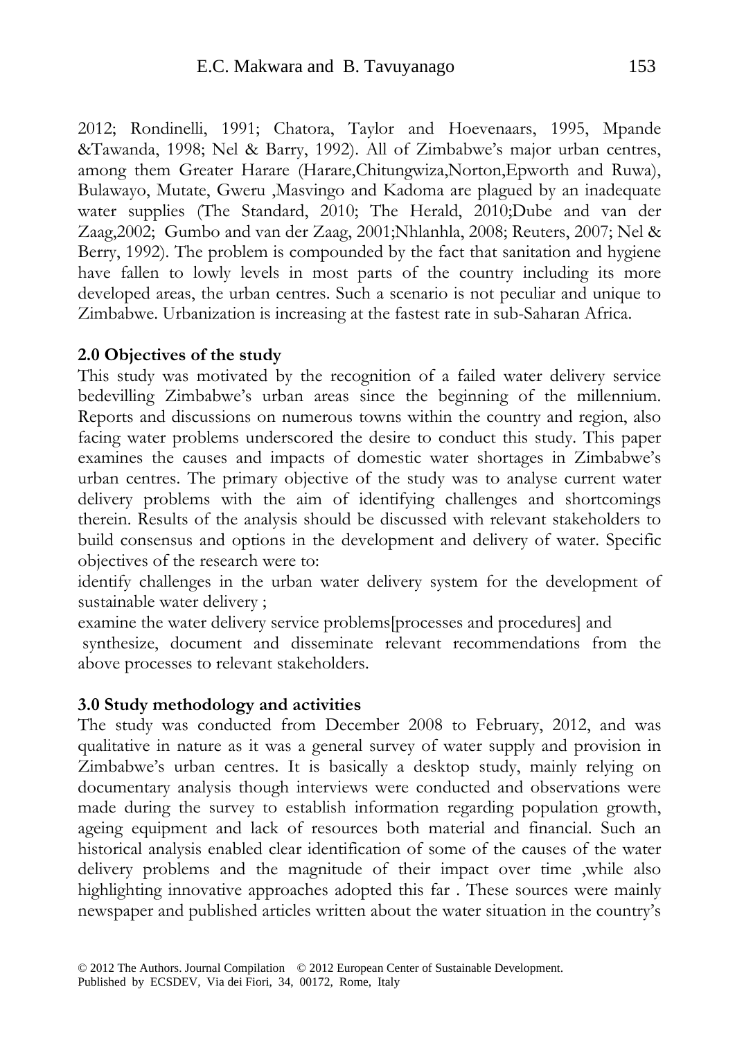2012; Rondinelli, 1991; Chatora, Taylor and Hoevenaars, 1995, Mpande &Tawanda, 1998; Nel & Barry, 1992). All of Zimbabwe's major urban centres, among them Greater Harare (Harare,Chitungwiza,Norton,Epworth and Ruwa), Bulawayo, Mutate, Gweru ,Masvingo and Kadoma are plagued by an inadequate water supplies (The Standard, 2010; The Herald, 2010;Dube and van der Zaag,2002; Gumbo and van der Zaag, 2001;Nhlanhla, 2008; Reuters, 2007; Nel & Berry, 1992). The problem is compounded by the fact that sanitation and hygiene have fallen to lowly levels in most parts of the country including its more developed areas, the urban centres. Such a scenario is not peculiar and unique to Zimbabwe. Urbanization is increasing at the fastest rate in sub-Saharan Africa.

## 2.0 Objectives of the study

This study was motivated by the recognition of a failed water delivery service bedevilling Zimbabwe's urban areas since the beginning of the millennium. Reports and discussions on numerous towns within the country and region, also facing water problems underscored the desire to conduct this study. This paper examines the causes and impacts of domestic water shortages in Zimbabwe's urban centres. The primary objective of the study was to analyse current water delivery problems with the aim of identifying challenges and shortcomings therein. Results of the analysis should be discussed with relevant stakeholders to build consensus and options in the development and delivery of water. Specific objectives of the research were to:

identify challenges in the urban water delivery system for the development of sustainable water delivery ;

examine the water delivery service problems[processes and procedures] and

synthesize, document and disseminate relevant recommendations from the above processes to relevant stakeholders.

## 3.0 Study methodology and activities

The study was conducted from December 2008 to February, 2012, and was qualitative in nature as it was a general survey of water supply and provision in Zimbabwe's urban centres. It is basically a desktop study, mainly relying on documentary analysis though interviews were conducted and observations were made during the survey to establish information regarding population growth, ageing equipment and lack of resources both material and financial. Such an historical analysis enabled clear identification of some of the causes of the water delivery problems and the magnitude of their impact over time ,while also highlighting innovative approaches adopted this far . These sources were mainly newspaper and published articles written about the water situation in the country's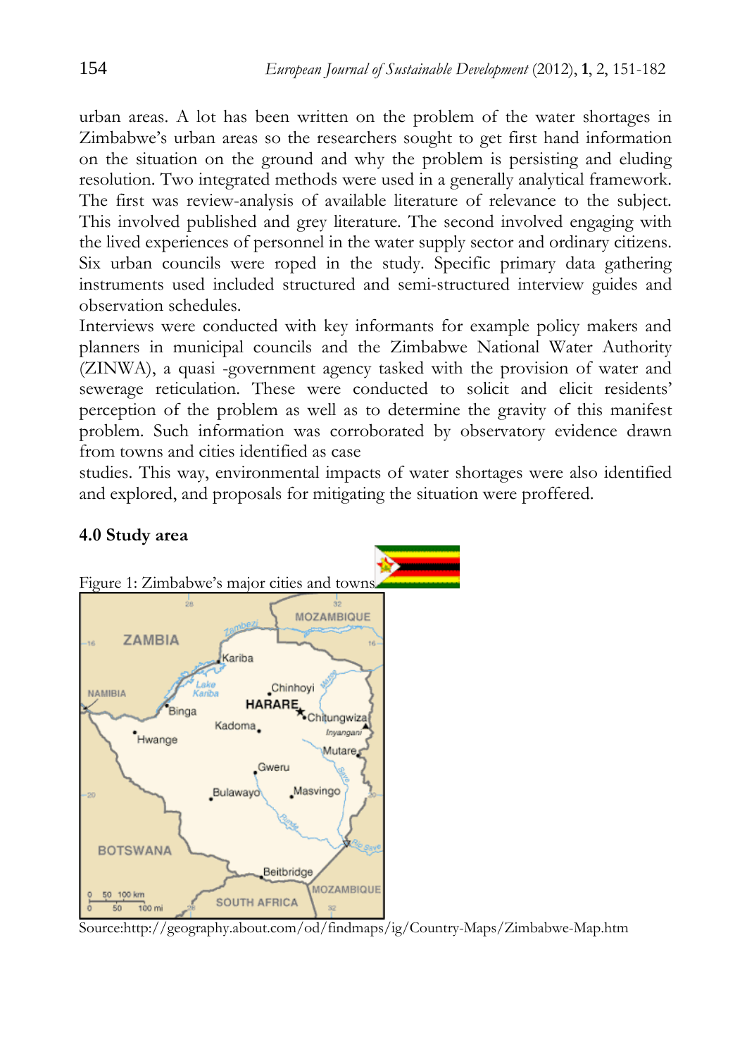urban areas. A lot has been written on the problem of the water shortages in Zimbabwe's urban areas so the researchers sought to get first hand information on the situation on the ground and why the problem is persisting and eluding resolution. Two integrated methods were used in a generally analytical framework. The first was review-analysis of available literature of relevance to the subject. This involved published and grey literature. The second involved engaging with the lived experiences of personnel in the water supply sector and ordinary citizens. Six urban councils were roped in the study. Specific primary data gathering instruments used included structured and semi-structured interview guides and observation schedules.

Interviews were conducted with key informants for example policy makers and planners in municipal councils and the Zimbabwe National Water Authority (ZINWA), a quasi -government agency tasked with the provision of water and sewerage reticulation. These were conducted to solicit and elicit residents' perception of the problem as well as to determine the gravity of this manifest problem. Such information was corroborated by observatory evidence drawn from towns and cities identified as case

studies. This way, environmental impacts of water shortages were also identified and explored, and proposals for mitigating the situation were proffered.

## 4.0 Study area

Figure 1: Zimbabwe's major cities and towns

Source:http://geography.about.com/od/findmaps/ig/Country-Maps/Zimbabwe-Map.htm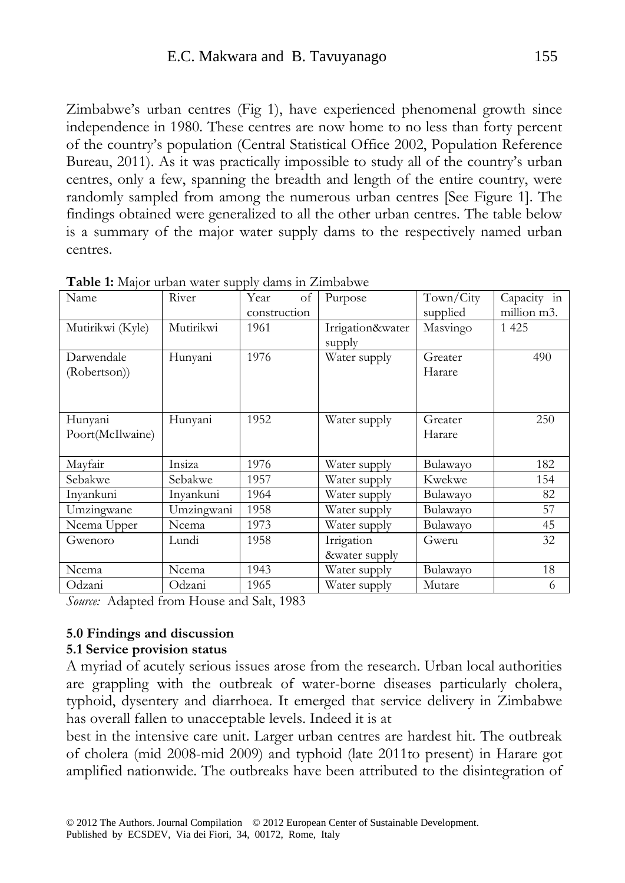Zimbabwe's urban centres (Fig 1), have experienced phenomenal growth since independence in 1980. These centres are now home to no less than forty percent of the country's population (Central Statistical Office 2002, Population Reference Bureau, 2011). As it was practically impossible to study all of the country's urban centres, only a few, spanning the breadth and length of the entire country, were randomly sampled from among the numerous urban centres [See Figure 1]. The findings obtained were generalized to all the other urban centres. The table below is a summary of the major water supply dams to the respectively named urban centres.

**Table 1:** Major urban water supply dams in Zimbabwe

| Name | River | Year of construction | Purpose | Town/City supplied | Capacity in million m3. |
|---|---|---|---|---|---|
| Mutirikwi (Kyle) | Mutirikwi | 1961 | Irrigation&water supply | Masvingo | 1 425 |
| Darwendale (Robertson)) | Hunyani | 1976 | Water supply | Greater Harare | 490 |
| Hunyani Poort(McIlwaine) | Hunyani | 1952 | Water supply | Greater Harare | 250 |
| Mayfair | Insiza | 1976 | Water supply | Bulawayo | 182 |
| Sebakwe | Sebakwe | 1957 | Water supply | Kwekwe | 154 |
| Inyankuni | Inyankuni | 1964 | Water supply | Bulawayo | 82 |
| Umzingwane | Umzingwani | 1958 | Water supply | Bulawayo | 57 |
| Ncema Upper | Ncema | 1973 | Water supply | Bulawayo | 45 |
| Gwenoro | Lundi | 1958 | Irrigation &water supply | Gweru | 32 |
| Ncema | Ncema | 1943 | Water supply | Bulawayo | 18 |
| Odzani | Odzani | 1965 | Water supply | Mutare | 6 |

*Source:* Adapted from House and Salt, 1983

**5.0 Findings and discussion**

**5.1 Service provision status**

A myriad of acutely serious issues arose from the research. Urban local authorities are grappling with the outbreak of water-borne diseases particularly cholera, typhoid, dysentery and diarrhoea. It emerged that service delivery in Zimbabwe has overall fallen to unacceptable levels. Indeed it is at best in the intensive care unit. Larger urban centres are hardest hit. The outbreak of cholera (mid 2008-mid 2009) and typhoid (late 2011to present) in Harare got amplified nationwide. The outbreaks have been attributed to the disintegration of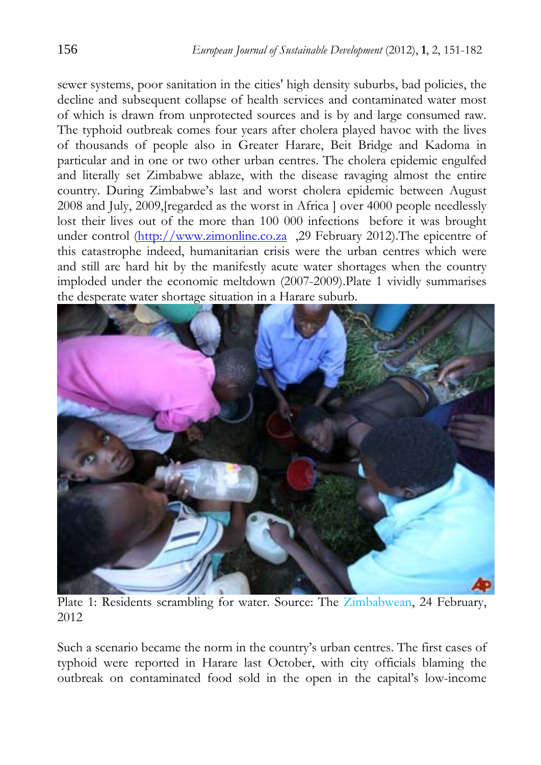sewer systems, poor sanitation in the cities' high density suburbs, bad policies, the decline and subsequent collapse of health services and contaminated water most of which is drawn from unprotected sources and is by and large consumed raw. The typhoid outbreak comes four years after cholera played havoc with the lives of thousands of people also in Greater Harare, Beit Bridge and Kadoma in particular and in one or two other urban centres. The cholera epidemic engulfed and literally set Zimbabwe ablaze, with the disease ravaging almost the entire country. During Zimbabwe's last and worst cholera epidemic between August 2008 and July, 2009,[regarded as the worst in Africa ] over 4000 people needlessly lost their lives out of the more than 100 000 infections before it was brought under control (http://www.zimonline.co.za ,29 February 2012).The epicentre of this catastrophe indeed, humanitarian crisis were the urban centres which were and still are hard hit by the manifestly acute water shortages when the country imploded under the economic meltdown (2007-2009).Plate 1 vividly summarises the desperate water shortage situation in a Harare suburb.

Plate 1: Residents scrambling for water. Source: The Zimbabwean, 24 February, 2012

Such a scenario became the norm in the country's urban centres. The first cases of typhoid were reported in Harare last October, with city officials blaming the outbreak on contaminated food sold in the open in the capital's low-income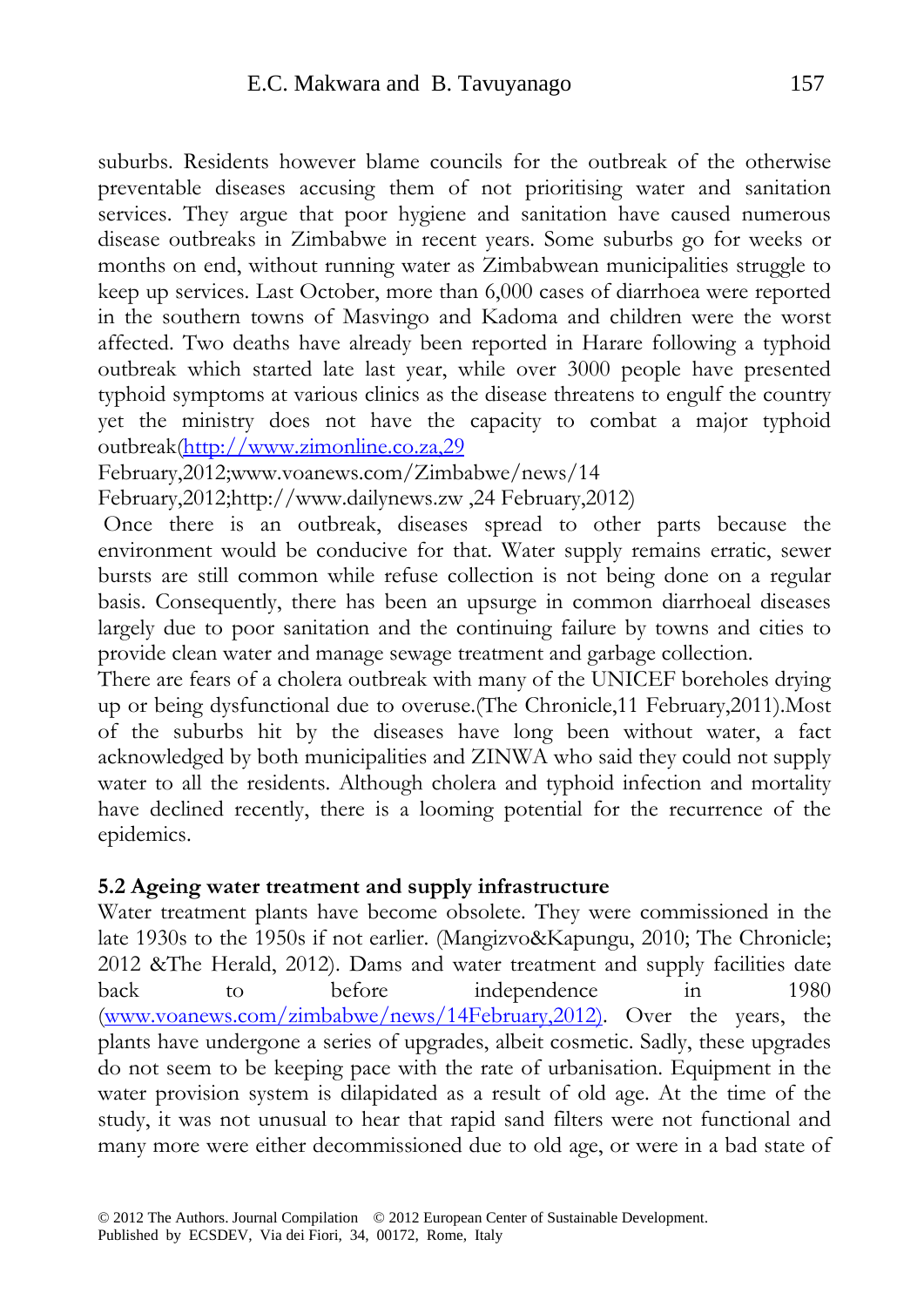suburbs. Residents however blame councils for the outbreak of the otherwise preventable diseases accusing them of not prioritising water and sanitation services. They argue that poor hygiene and sanitation have caused numerous disease outbreaks in Zimbabwe in recent years. Some suburbs go for weeks or months on end, without running water as Zimbabwean municipalities struggle to keep up services. Last October, more than 6,000 cases of diarrhoea were reported in the southern towns of Masvingo and Kadoma and children were the worst affected. Two deaths have already been reported in Harare following a typhoid outbreak which started late last year, while over 3000 people have presented typhoid symptoms at various clinics as the disease threatens to engulf the country yet the ministry does not have the capacity to combat a major typhoid outbreak(http://www.zimonline.co.za,29 February,2012;www.voanews.com/Zimbabwe/news/14 February,2012;http://www.dailynews.zw ,24 February,2012)

Once there is an outbreak, diseases spread to other parts because the environment would be conducive for that. Water supply remains erratic, sewer bursts are still common while refuse collection is not being done on a regular basis. Consequently, there has been an upsurge in common diarrhoeal diseases largely due to poor sanitation and the continuing failure by towns and cities to provide clean water and manage sewage treatment and garbage collection.

There are fears of a cholera outbreak with many of the UNICEF boreholes drying up or being dysfunctional due to overuse.(The Chronicle,11 February,2011).Most of the suburbs hit by the diseases have long been without water, a fact acknowledged by both municipalities and ZINWA who said they could not supply water to all the residents. Although cholera and typhoid infection and mortality have declined recently, there is a looming potential for the recurrence of the epidemics.

### 5.2 Ageing water treatment and supply infrastructure

Water treatment plants have become obsolete. They were commissioned in the late 1930s to the 1950s if not earlier. (Mangizvo&Kapungu, 2010; The Chronicle; 2012 &The Herald, 2012). Dams and water treatment and supply facilities date back to before independence in 1980 (www.voanews.com/zimbabwe/news/14February,2012). Over the years, the plants have undergone a series of upgrades, albeit cosmetic. Sadly, these upgrades do not seem to be keeping pace with the rate of urbanisation. Equipment in the water provision system is dilapidated as a result of old age. At the time of the study, it was not unusual to hear that rapid sand filters were not functional and many more were either decommissioned due to old age, or were in a bad state of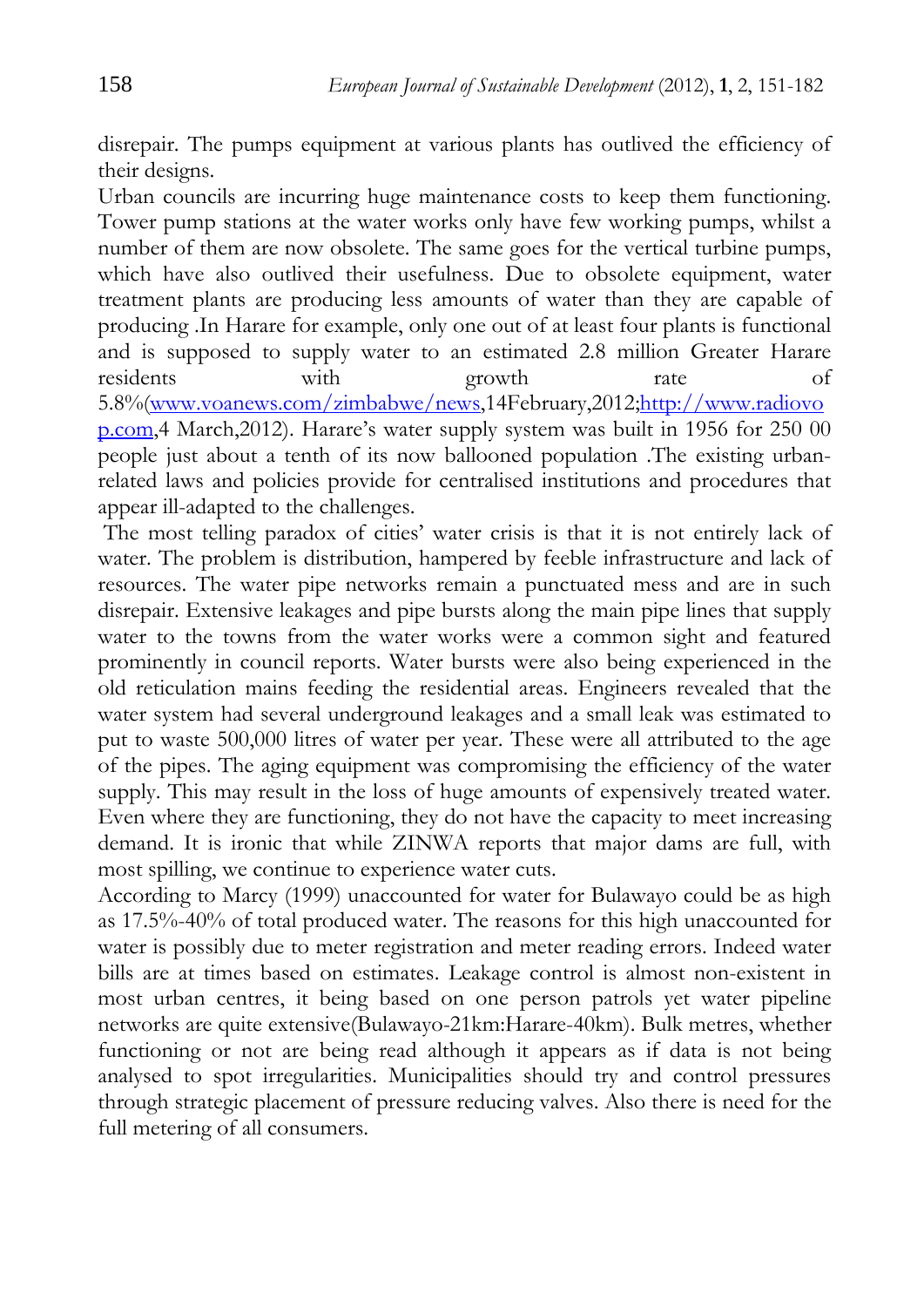disrepair. The pumps equipment at various plants has outlived the efficiency of their designs.

Urban councils are incurring huge maintenance costs to keep them functioning. Tower pump stations at the water works only have few working pumps, whilst a number of them are now obsolete. The same goes for the vertical turbine pumps, which have also outlived their usefulness. Due to obsolete equipment, water treatment plants are producing less amounts of water than they are capable of producing .In Harare for example, only one out of at least four plants is functional and is supposed to supply water to an estimated 2.8 million Greater Harare residents with growth rate of 5.8%(www.voanews.com/zimbabwe/news,14February,2012;http://www.radiovop.com,4 March,2012). Harare's water supply system was built in 1956 for 250 00 people just about a tenth of its now ballooned population .The existing urban-related laws and policies provide for centralised institutions and procedures that appear ill-adapted to the challenges.

The most telling paradox of cities' water crisis is that it is not entirely lack of water. The problem is distribution, hampered by feeble infrastructure and lack of resources. The water pipe networks remain a punctuated mess and are in such disrepair. Extensive leakages and pipe bursts along the main pipe lines that supply water to the towns from the water works were a common sight and featured prominently in council reports. Water bursts were also being experienced in the old reticulation mains feeding the residential areas. Engineers revealed that the water system had several underground leakages and a small leak was estimated to put to waste 500,000 litres of water per year. These were all attributed to the age of the pipes. The aging equipment was compromising the efficiency of the water supply. This may result in the loss of huge amounts of expensively treated water. Even where they are functioning, they do not have the capacity to meet increasing demand. It is ironic that while ZINWA reports that major dams are full, with most spilling, we continue to experience water cuts.

According to Marcy (1999) unaccounted for water for Bulawayo could be as high as 17.5%-40% of total produced water. The reasons for this high unaccounted for water is possibly due to meter registration and meter reading errors. Indeed water bills are at times based on estimates. Leakage control is almost non-existent in most urban centres, it being based on one person patrols yet water pipeline networks are quite extensive(Bulawayo-21km:Harare-40km). Bulk metres, whether functioning or not are being read although it appears as if data is not being analysed to spot irregularities. Municipalities should try and control pressures through strategic placement of pressure reducing valves. Also there is need for the full metering of all consumers.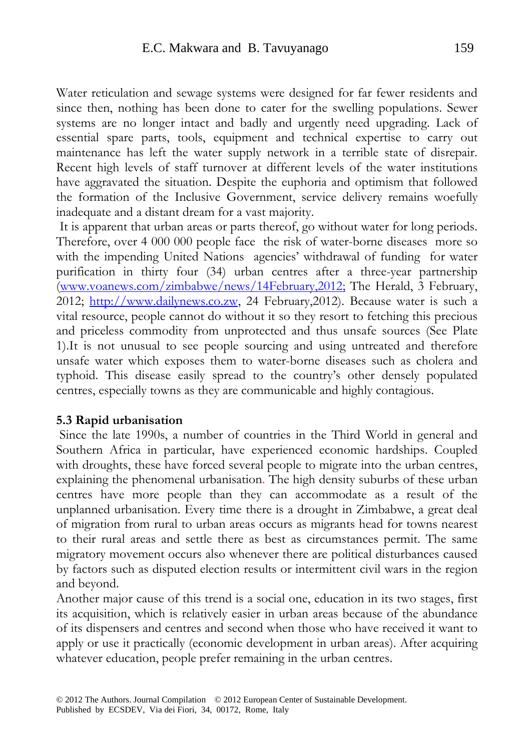Water reticulation and sewage systems were designed for far fewer residents and since then, nothing has been done to cater for the swelling populations. Sewer systems are no longer intact and badly and urgently need upgrading. Lack of essential spare parts, tools, equipment and technical expertise to carry out maintenance has left the water supply network in a terrible state of disrepair. Recent high levels of staff turnover at different levels of the water institutions have aggravated the situation. Despite the euphoria and optimism that followed the formation of the Inclusive Government, service delivery remains woefully inadequate and a distant dream for a vast majority.

It is apparent that urban areas or parts thereof, go without water for long periods. Therefore, over 4 000 000 people face the risk of water-borne diseases more so with the impending United Nations agencies' withdrawal of funding for water purification in thirty four (34) urban centres after a three-year partnership (www.voanews.com/zimbabwe/news/14February,2012; The Herald, 3 February, 2012; http://www.dailynews.co.zw, 24 February,2012). Because water is such a vital resource, people cannot do without it so they resort to fetching this precious and priceless commodity from unprotected and thus unsafe sources (See Plate 1).It is not unusual to see people sourcing and using untreated and therefore unsafe water which exposes them to water-borne diseases such as cholera and typhoid. This disease easily spread to the country's other densely populated centres, especially towns as they are communicable and highly contagious.

**5.3 Rapid urbanisation**

Since the late 1990s, a number of countries in the Third World in general and Southern Africa in particular, have experienced economic hardships. Coupled with droughts, these have forced several people to migrate into the urban centres, explaining the phenomenal urbanisation. The high density suburbs of these urban centres have more people than they can accommodate as a result of the unplanned urbanisation. Every time there is a drought in Zimbabwe, a great deal of migration from rural to urban areas occurs as migrants head for towns nearest to their rural areas and settle there as best as circumstances permit. The same migratory movement occurs also whenever there are political disturbances caused by factors such as disputed election results or intermittent civil wars in the region and beyond.

Another major cause of this trend is a social one, education in its two stages, first its acquisition, which is relatively easier in urban areas because of the abundance of its dispensers and centres and second when those who have received it want to apply or use it practically (economic development in urban areas). After acquiring whatever education, people prefer remaining in the urban centres.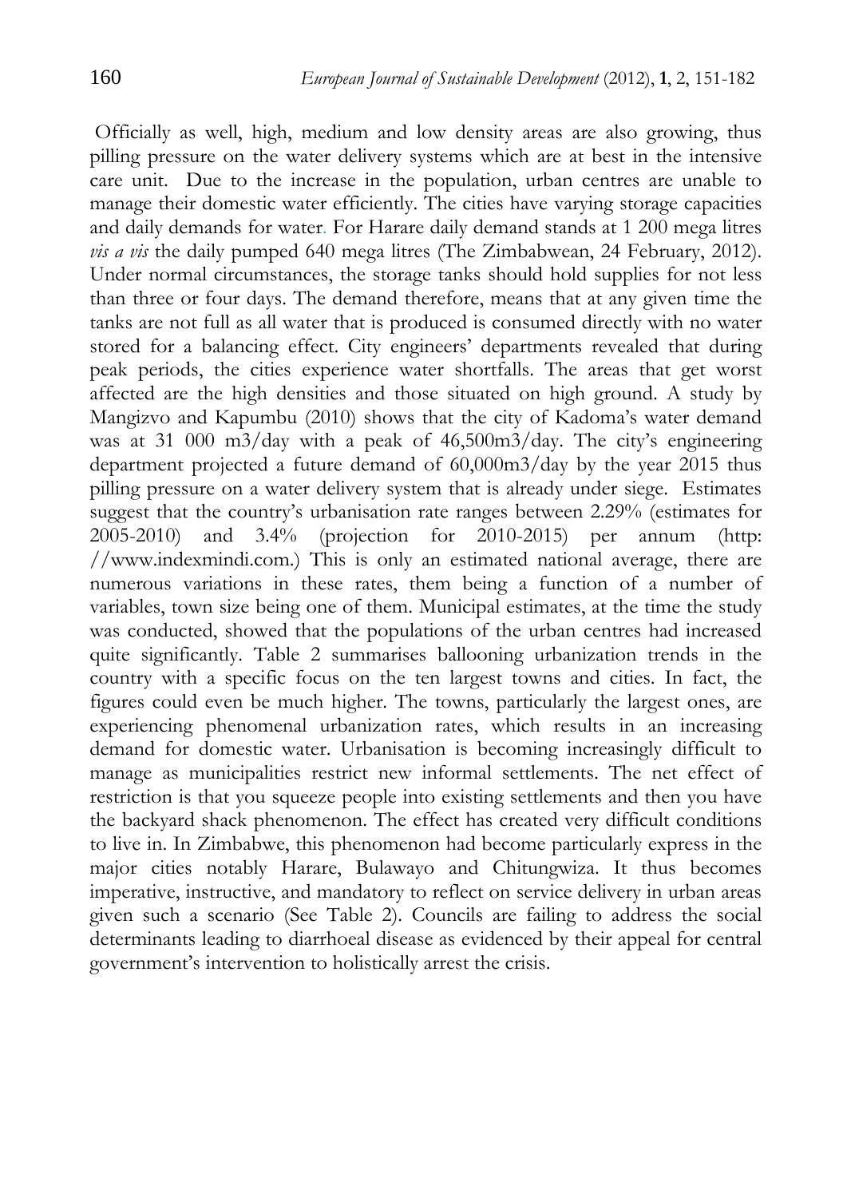Officially as well, high, medium and low density areas are also growing, thus pilling pressure on the water delivery systems which are at best in the intensive care unit. Due to the increase in the population, urban centres are unable to manage their domestic water efficiently. The cities have varying storage capacities and daily demands for water. For Harare daily demand stands at 1 200 mega litres *vis a vis* the daily pumped 640 mega litres (The Zimbabwean, 24 February, 2012). Under normal circumstances, the storage tanks should hold supplies for not less than three or four days. The demand therefore, means that at any given time the tanks are not full as all water that is produced is consumed directly with no water stored for a balancing effect. City engineers' departments revealed that during peak periods, the cities experience water shortfalls. The areas that get worst affected are the high densities and those situated on high ground. A study by Mangizvo and Kapumbu (2010) shows that the city of Kadoma's water demand was at 31 000 m3/day with a peak of 46,500m3/day. The city's engineering department projected a future demand of 60,000m3/day by the year 2015 thus pilling pressure on a water delivery system that is already under siege. Estimates suggest that the country's urbanisation rate ranges between 2.29% (estimates for 2005-2010) and 3.4% (projection for 2010-2015) per annum (http: //www.indexmindi.com.) This is only an estimated national average, there are numerous variations in these rates, them being a function of a number of variables, town size being one of them. Municipal estimates, at the time the study was conducted, showed that the populations of the urban centres had increased quite significantly. Table 2 summarises ballooning urbanization trends in the country with a specific focus on the ten largest towns and cities. In fact, the figures could even be much higher. The towns, particularly the largest ones, are experiencing phenomenal urbanization rates, which results in an increasing demand for domestic water. Urbanisation is becoming increasingly difficult to manage as municipalities restrict new informal settlements. The net effect of restriction is that you squeeze people into existing settlements and then you have the backyard shack phenomenon. The effect has created very difficult conditions to live in. In Zimbabwe, this phenomenon had become particularly express in the major cities notably Harare, Bulawayo and Chitungwiza. It thus becomes imperative, instructive, and mandatory to reflect on service delivery in urban areas given such a scenario (See Table 2). Councils are failing to address the social determinants leading to diarrhoeal disease as evidenced by their appeal for central government's intervention to holistically arrest the crisis.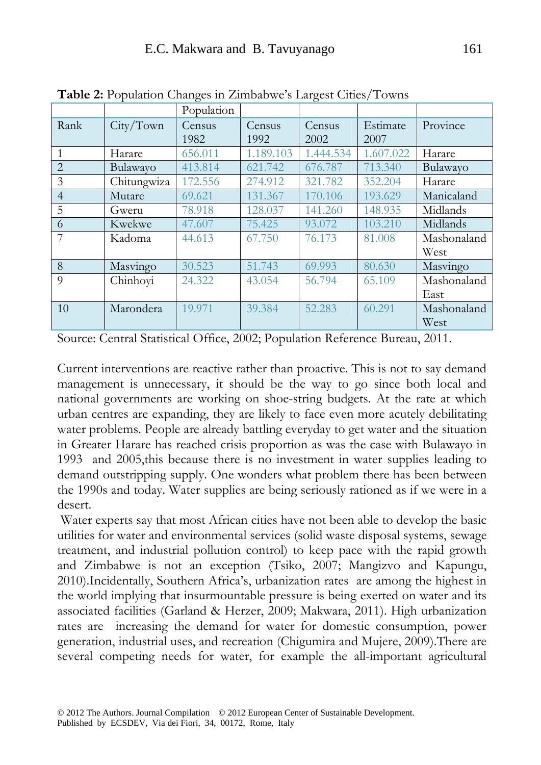**Table 2:** Population Changes in Zimbabwe's Largest Cities/Towns

| | | Population | | | | |
|---|---|---|---|---|---|---|
| Rank | City/Town | Census 1982 | Census 1992 | Census 2002 | Estimate 2007 | Province |
| 1 | Harare | 656.011 | 1.189.103 | 1.444.534 | 1.607.022 | Harare |
| 2 | Bulawayo | 413.814 | 621.742 | 676.787 | 713.340 | Bulawayo |
| 3 | Chitungwiza | 172.556 | 274.912 | 321.782 | 352.204 | Harare |
| 4 | Mutare | 69.621 | 131.367 | 170.106 | 193.629 | Manicaland |
| 5 | Gweru | 78.918 | 128.037 | 141.260 | 148.935 | Midlands |
| 6 | Kwekwe | 47.607 | 75.425 | 93.072 | 103.210 | Midlands |
| 7 | Kadoma | 44.613 | 67.750 | 76.173 | 81.008 | Mashonaland West |
| 8 | Masvingo | 30.523 | 51.743 | 69.993 | 80.630 | Masvingo |
| 9 | Chinhoyi | 24.322 | 43.054 | 56.794 | 65.109 | Mashonaland East |
| 10 | Marondera | 19.971 | 39.384 | 52.283 | 60.291 | Mashonaland West |

Source: Central Statistical Office, 2002; Population Reference Bureau, 2011.

Current interventions are reactive rather than proactive. This is not to say demand management is unnecessary, it should be the way to go since both local and national governments are working on shoe-string budgets. At the rate at which urban centres are expanding, they are likely to face even more acutely debilitating water problems. People are already battling everyday to get water and the situation in Greater Harare has reached crisis proportion as was the case with Bulawayo in 1993 and 2005,this because there is no investment in water supplies leading to demand outstripping supply. One wonders what problem there has been between the 1990s and today. Water supplies are being seriously rationed as if we were in a desert.

Water experts say that most African cities have not been able to develop the basic utilities for water and environmental services (solid waste disposal systems, sewage treatment, and industrial pollution control) to keep pace with the rapid growth and Zimbabwe is not an exception (Tsiko, 2007; Mangizvo and Kapungu, 2010).Incidentally, Southern Africa's, urbanization rates are among the highest in the world implying that insurmountable pressure is being exerted on water and its associated facilities (Garland & Herzer, 2009; Makwara, 2011). High urbanization rates are increasing the demand for water for domestic consumption, power generation, industrial uses, and recreation (Chigumira and Mujere, 2009).There are several competing needs for water, for example the all-important agricultural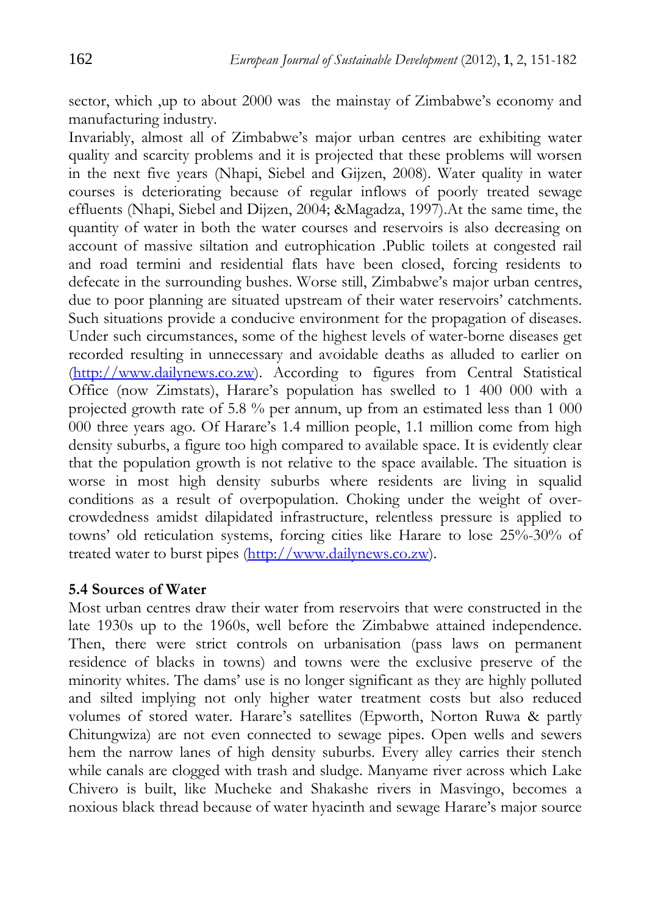sector, which ,up to about 2000 was the mainstay of Zimbabwe's economy and manufacturing industry.

Invariably, almost all of Zimbabwe's major urban centres are exhibiting water quality and scarcity problems and it is projected that these problems will worsen in the next five years (Nhapi, Siebel and Gijzen, 2008). Water quality in water courses is deteriorating because of regular inflows of poorly treated sewage effluents (Nhapi, Siebel and Dijzen, 2004; &Magadza, 1997).At the same time, the quantity of water in both the water courses and reservoirs is also decreasing on account of massive siltation and eutrophication .Public toilets at congested rail and road termini and residential flats have been closed, forcing residents to defecate in the surrounding bushes. Worse still, Zimbabwe's major urban centres, due to poor planning are situated upstream of their water reservoirs' catchments. Such situations provide a conducive environment for the propagation of diseases. Under such circumstances, some of the highest levels of water-borne diseases get recorded resulting in unnecessary and avoidable deaths as alluded to earlier on (http://www.dailynews.co.zw). According to figures from Central Statistical Office (now Zimstats), Harare's population has swelled to 1 400 000 with a projected growth rate of 5.8 % per annum, up from an estimated less than 1 000 000 three years ago. Of Harare's 1.4 million people, 1.1 million come from high density suburbs, a figure too high compared to available space. It is evidently clear that the population growth is not relative to the space available. The situation is worse in most high density suburbs where residents are living in squalid conditions as a result of overpopulation. Choking under the weight of over-crowdedness amidst dilapidated infrastructure, relentless pressure is applied to towns' old reticulation systems, forcing cities like Harare to lose 25%-30% of treated water to burst pipes (http://www.dailynews.co.zw).

### 5.4 Sources of Water

Most urban centres draw their water from reservoirs that were constructed in the late 1930s up to the 1960s, well before the Zimbabwe attained independence. Then, there were strict controls on urbanisation (pass laws on permanent residence of blacks in towns) and towns were the exclusive preserve of the minority whites. The dams' use is no longer significant as they are highly polluted and silted implying not only higher water treatment costs but also reduced volumes of stored water. Harare's satellites (Epworth, Norton Ruwa & partly Chitungwiza) are not even connected to sewage pipes. Open wells and sewers hem the narrow lanes of high density suburbs. Every alley carries their stench while canals are clogged with trash and sludge. Manyame river across which Lake Chivero is built, like Mucheke and Shakashe rivers in Masvingo, becomes a noxious black thread because of water hyacinth and sewage Harare's major source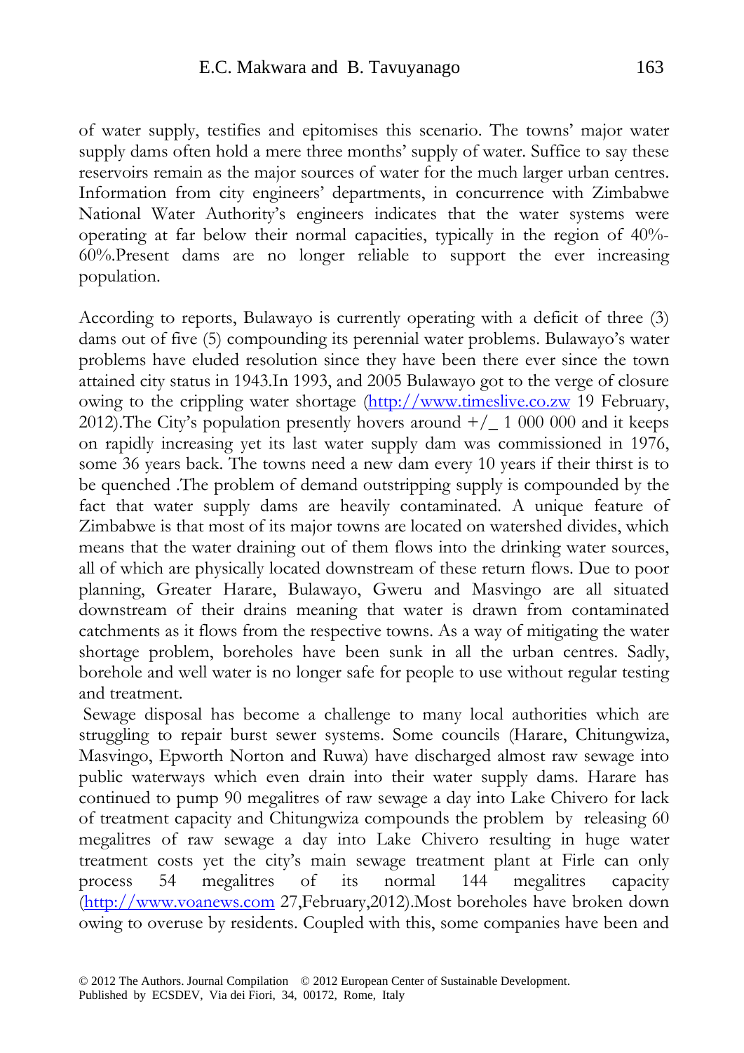of water supply, testifies and epitomises this scenario. The towns' major water supply dams often hold a mere three months' supply of water. Suffice to say these reservoirs remain as the major sources of water for the much larger urban centres. Information from city engineers' departments, in concurrence with Zimbabwe National Water Authority's engineers indicates that the water systems were operating at far below their normal capacities, typically in the region of 40%-60%.Present dams are no longer reliable to support the ever increasing population.

According to reports, Bulawayo is currently operating with a deficit of three (3) dams out of five (5) compounding its perennial water problems. Bulawayo's water problems have eluded resolution since they have been there ever since the town attained city status in 1943.In 1993, and 2005 Bulawayo got to the verge of closure owing to the crippling water shortage (http://www.timeslive.co.zw 19 February, 2012).The City's population presently hovers around +/_ 1 000 000 and it keeps on rapidly increasing yet its last water supply dam was commissioned in 1976, some 36 years back. The towns need a new dam every 10 years if their thirst is to be quenched .The problem of demand outstripping supply is compounded by the fact that water supply dams are heavily contaminated. A unique feature of Zimbabwe is that most of its major towns are located on watershed divides, which means that the water draining out of them flows into the drinking water sources, all of which are physically located downstream of these return flows. Due to poor planning, Greater Harare, Bulawayo, Gweru and Masvingo are all situated downstream of their drains meaning that water is drawn from contaminated catchments as it flows from the respective towns. As a way of mitigating the water shortage problem, boreholes have been sunk in all the urban centres. Sadly, borehole and well water is no longer safe for people to use without regular testing and treatment.

Sewage disposal has become a challenge to many local authorities which are struggling to repair burst sewer systems. Some councils (Harare, Chitungwiza, Masvingo, Epworth Norton and Ruwa) have discharged almost raw sewage into public waterways which even drain into their water supply dams. Harare has continued to pump 90 megalitres of raw sewage a day into Lake Chivero for lack of treatment capacity and Chitungwiza compounds the problem by releasing 60 megalitres of raw sewage a day into Lake Chivero resulting in huge water treatment costs yet the city's main sewage treatment plant at Firle can only process 54 megalitres of its normal 144 megalitres capacity (http://www.voanews.com 27,February,2012).Most boreholes have broken down owing to overuse by residents. Coupled with this, some companies have been and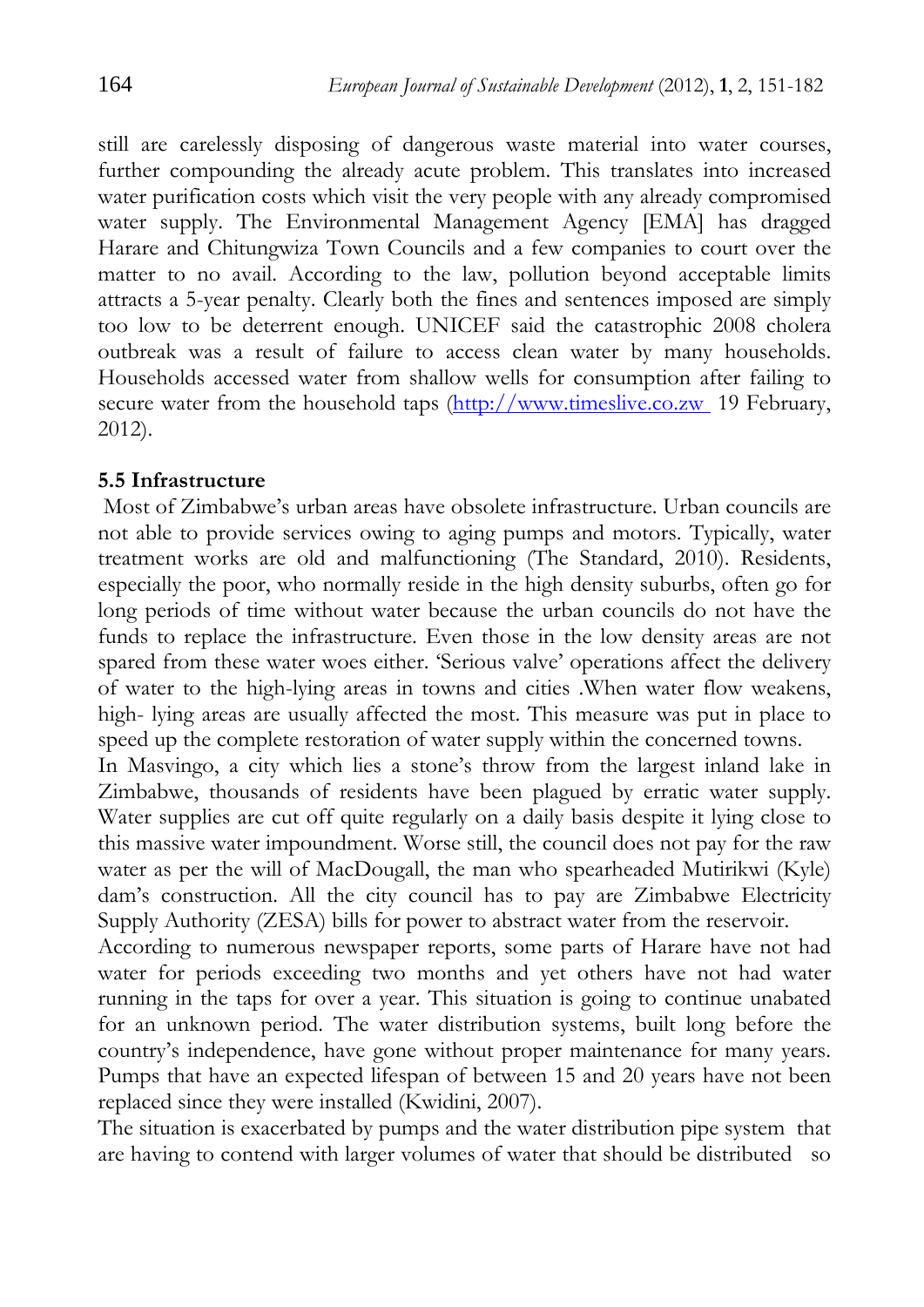still are carelessly disposing of dangerous waste material into water courses, further compounding the already acute problem. This translates into increased water purification costs which visit the very people with any already compromised water supply. The Environmental Management Agency [EMA] has dragged Harare and Chitungwiza Town Councils and a few companies to court over the matter to no avail. According to the law, pollution beyond acceptable limits attracts a 5-year penalty. Clearly both the fines and sentences imposed are simply too low to be deterrent enough. UNICEF said the catastrophic 2008 cholera outbreak was a result of failure to access clean water by many households. Households accessed water from shallow wells for consumption after failing to secure water from the household taps (http://www.timeslive.co.zw 19 February, 2012).

**5.5 Infrastructure**

Most of Zimbabwe's urban areas have obsolete infrastructure. Urban councils are not able to provide services owing to aging pumps and motors. Typically, water treatment works are old and malfunctioning (The Standard, 2010). Residents, especially the poor, who normally reside in the high density suburbs, often go for long periods of time without water because the urban councils do not have the funds to replace the infrastructure. Even those in the low density areas are not spared from these water woes either. 'Serious valve' operations affect the delivery of water to the high-lying areas in towns and cities .When water flow weakens, high- lying areas are usually affected the most. This measure was put in place to speed up the complete restoration of water supply within the concerned towns.

In Masvingo, a city which lies a stone's throw from the largest inland lake in Zimbabwe, thousands of residents have been plagued by erratic water supply. Water supplies are cut off quite regularly on a daily basis despite it lying close to this massive water impoundment. Worse still, the council does not pay for the raw water as per the will of MacDougall, the man who spearheaded Mutirikwi (Kyle) dam's construction. All the city council has to pay are Zimbabwe Electricity Supply Authority (ZESA) bills for power to abstract water from the reservoir.

According to numerous newspaper reports, some parts of Harare have not had water for periods exceeding two months and yet others have not had water running in the taps for over a year. This situation is going to continue unabated for an unknown period. The water distribution systems, built long before the country's independence, have gone without proper maintenance for many years. Pumps that have an expected lifespan of between 15 and 20 years have not been replaced since they were installed (Kwidini, 2007).

The situation is exacerbated by pumps and the water distribution pipe system that are having to contend with larger volumes of water that should be distributed so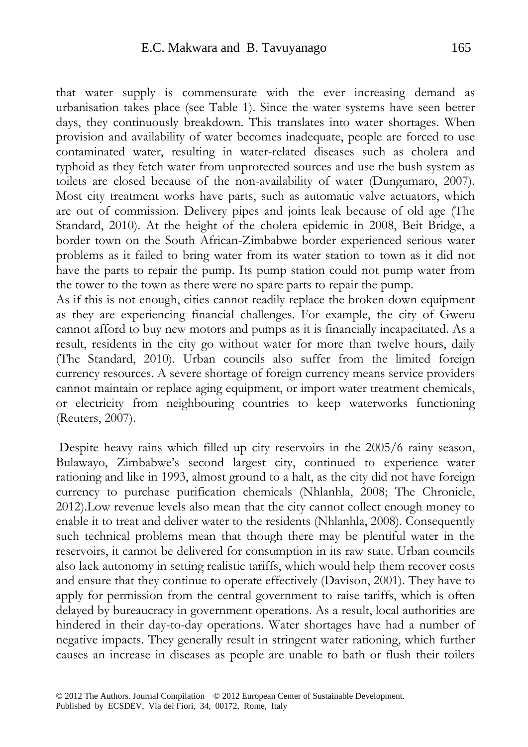that water supply is commensurate with the ever increasing demand as urbanisation takes place (see Table 1). Since the water systems have seen better days, they continuously breakdown. This translates into water shortages. When provision and availability of water becomes inadequate, people are forced to use contaminated water, resulting in water-related diseases such as cholera and typhoid as they fetch water from unprotected sources and use the bush system as toilets are closed because of the non-availability of water (Dungumaro, 2007). Most city treatment works have parts, such as automatic valve actuators, which are out of commission. Delivery pipes and joints leak because of old age (The Standard, 2010). At the height of the cholera epidemic in 2008, Beit Bridge, a border town on the South African-Zimbabwe border experienced serious water problems as it failed to bring water from its water station to town as it did not have the parts to repair the pump. Its pump station could not pump water from the tower to the town as there were no spare parts to repair the pump.

As if this is not enough, cities cannot readily replace the broken down equipment as they are experiencing financial challenges. For example, the city of Gweru cannot afford to buy new motors and pumps as it is financially incapacitated. As a result, residents in the city go without water for more than twelve hours, daily (The Standard, 2010). Urban councils also suffer from the limited foreign currency resources. A severe shortage of foreign currency means service providers cannot maintain or replace aging equipment, or import water treatment chemicals, or electricity from neighbouring countries to keep waterworks functioning (Reuters, 2007).

Despite heavy rains which filled up city reservoirs in the 2005/6 rainy season, Bulawayo, Zimbabwe's second largest city, continued to experience water rationing and like in 1993, almost ground to a halt, as the city did not have foreign currency to purchase purification chemicals (Nhlanhla, 2008; The Chronicle, 2012).Low revenue levels also mean that the city cannot collect enough money to enable it to treat and deliver water to the residents (Nhlanhla, 2008). Consequently such technical problems mean that though there may be plentiful water in the reservoirs, it cannot be delivered for consumption in its raw state. Urban councils also lack autonomy in setting realistic tariffs, which would help them recover costs and ensure that they continue to operate effectively (Davison, 2001). They have to apply for permission from the central government to raise tariffs, which is often delayed by bureaucracy in government operations. As a result, local authorities are hindered in their day-to-day operations. Water shortages have had a number of negative impacts. They generally result in stringent water rationing, which further causes an increase in diseases as people are unable to bath or flush their toilets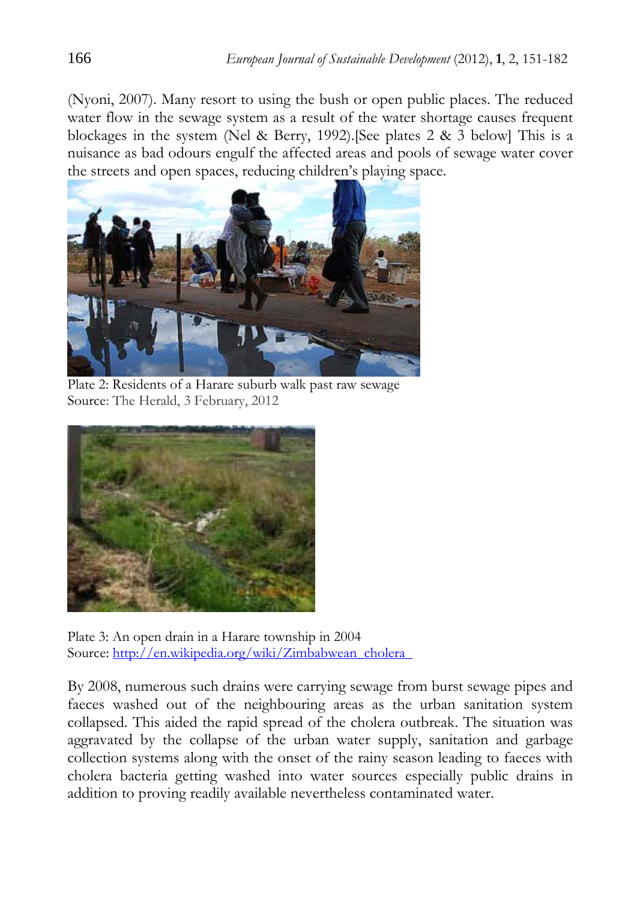(Nyoni, 2007). Many resort to using the bush or open public places. The reduced water flow in the sewage system as a result of the water shortage causes frequent blockages in the system (Nel & Berry, 1992).[See plates 2 & 3 below] This is a nuisance as bad odours engulf the affected areas and pools of sewage water cover the streets and open spaces, reducing children's playing space.

Plate 2: Residents of a Harare suburb walk past raw sewage
Source: The Herald, 3 February, 2012

Plate 3: An open drain in a Harare township in 2004
Source: http://en.wikipedia.org/wiki/Zimbabwean_cholera_

By 2008, numerous such drains were carrying sewage from burst sewage pipes and faeces washed out of the neighbouring areas as the urban sanitation system collapsed. This aided the rapid spread of the cholera outbreak. The situation was aggravated by the collapse of the urban water supply, sanitation and garbage collection systems along with the onset of the rainy season leading to faeces with cholera bacteria getting washed into water sources especially public drains in addition to proving readily available nevertheless contaminated water.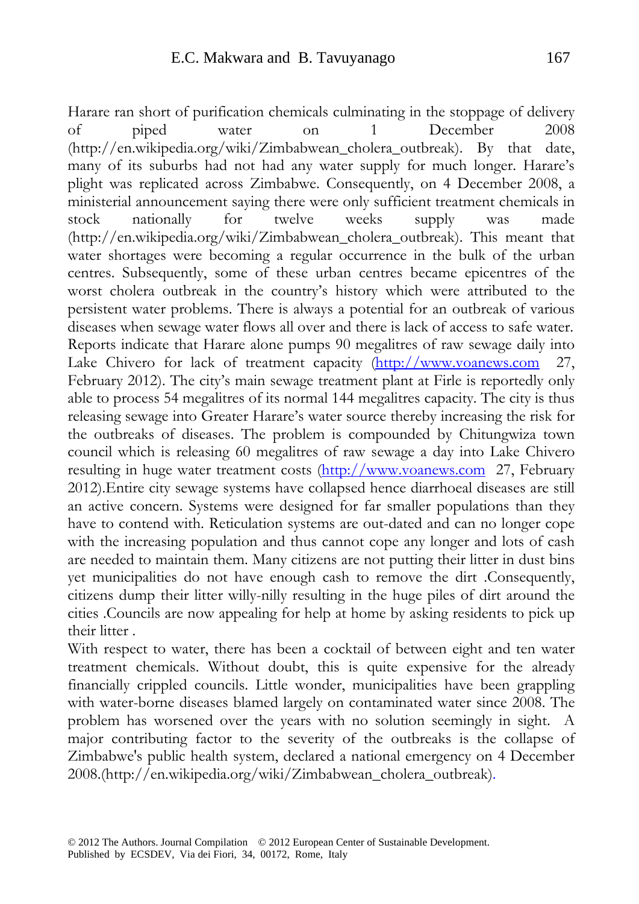Harare ran short of purification chemicals culminating in the stoppage of delivery of piped water on 1 December 2008 (http://en.wikipedia.org/wiki/Zimbabwean_cholera_outbreak). By that date, many of its suburbs had not had any water supply for much longer. Harare's plight was replicated across Zimbabwe. Consequently, on 4 December 2008, a ministerial announcement saying there were only sufficient treatment chemicals in stock nationally for twelve weeks supply was made (http://en.wikipedia.org/wiki/Zimbabwean_cholera_outbreak). This meant that water shortages were becoming a regular occurrence in the bulk of the urban centres. Subsequently, some of these urban centres became epicentres of the worst cholera outbreak in the country's history which were attributed to the persistent water problems. There is always a potential for an outbreak of various diseases when sewage water flows all over and there is lack of access to safe water. Reports indicate that Harare alone pumps 90 megalitres of raw sewage daily into Lake Chivero for lack of treatment capacity (http://www.voanews.com 27, February 2012). The city's main sewage treatment plant at Firle is reportedly only able to process 54 megalitres of its normal 144 megalitres capacity. The city is thus releasing sewage into Greater Harare's water source thereby increasing the risk for the outbreaks of diseases. The problem is compounded by Chitungwiza town council which is releasing 60 megalitres of raw sewage a day into Lake Chivero resulting in huge water treatment costs (http://www.voanews.com 27, February 2012).Entire city sewage systems have collapsed hence diarrhoeal diseases are still an active concern. Systems were designed for far smaller populations than they have to contend with. Reticulation systems are out-dated and can no longer cope with the increasing population and thus cannot cope any longer and lots of cash are needed to maintain them. Many citizens are not putting their litter in dust bins yet municipalities do not have enough cash to remove the dirt .Consequently, citizens dump their litter willy-nilly resulting in the huge piles of dirt around the cities .Councils are now appealing for help at home by asking residents to pick up their litter .

With respect to water, there has been a cocktail of between eight and ten water treatment chemicals. Without doubt, this is quite expensive for the already financially crippled councils. Little wonder, municipalities have been grappling with water-borne diseases blamed largely on contaminated water since 2008. The problem has worsened over the years with no solution seemingly in sight. A major contributing factor to the severity of the outbreaks is the collapse of Zimbabwe's public health system, declared a national emergency on 4 December 2008.(http://en.wikipedia.org/wiki/Zimbabwean_cholera_outbreak).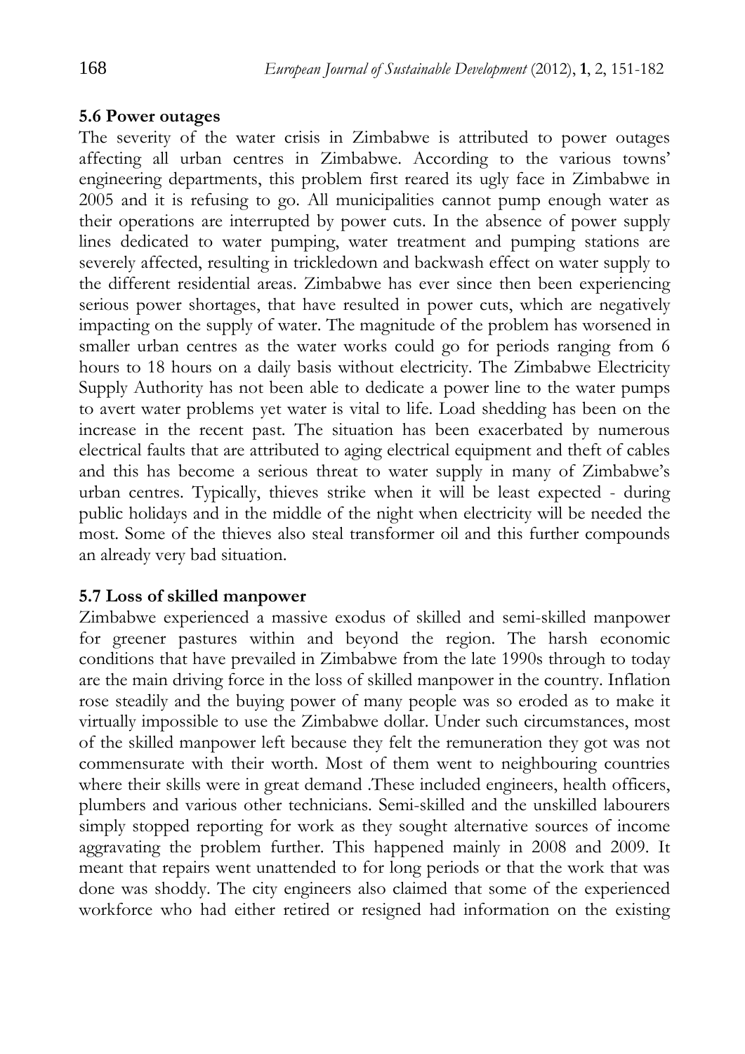### 5.6 Power outages

The severity of the water crisis in Zimbabwe is attributed to power outages affecting all urban centres in Zimbabwe. According to the various towns' engineering departments, this problem first reared its ugly face in Zimbabwe in 2005 and it is refusing to go. All municipalities cannot pump enough water as their operations are interrupted by power cuts. In the absence of power supply lines dedicated to water pumping, water treatment and pumping stations are severely affected, resulting in trickledown and backwash effect on water supply to the different residential areas. Zimbabwe has ever since then been experiencing serious power shortages, that have resulted in power cuts, which are negatively impacting on the supply of water. The magnitude of the problem has worsened in smaller urban centres as the water works could go for periods ranging from 6 hours to 18 hours on a daily basis without electricity. The Zimbabwe Electricity Supply Authority has not been able to dedicate a power line to the water pumps to avert water problems yet water is vital to life. Load shedding has been on the increase in the recent past. The situation has been exacerbated by numerous electrical faults that are attributed to aging electrical equipment and theft of cables and this has become a serious threat to water supply in many of Zimbabwe's urban centres. Typically, thieves strike when it will be least expected - during public holidays and in the middle of the night when electricity will be needed the most. Some of the thieves also steal transformer oil and this further compounds an already very bad situation.

### 5.7 Loss of skilled manpower

Zimbabwe experienced a massive exodus of skilled and semi-skilled manpower for greener pastures within and beyond the region. The harsh economic conditions that have prevailed in Zimbabwe from the late 1990s through to today are the main driving force in the loss of skilled manpower in the country. Inflation rose steadily and the buying power of many people was so eroded as to make it virtually impossible to use the Zimbabwe dollar. Under such circumstances, most of the skilled manpower left because they felt the remuneration they got was not commensurate with their worth. Most of them went to neighbouring countries where their skills were in great demand .These included engineers, health officers, plumbers and various other technicians. Semi-skilled and the unskilled labourers simply stopped reporting for work as they sought alternative sources of income aggravating the problem further. This happened mainly in 2008 and 2009. It meant that repairs went unattended to for long periods or that the work that was done was shoddy. The city engineers also claimed that some of the experienced workforce who had either retired or resigned had information on the existing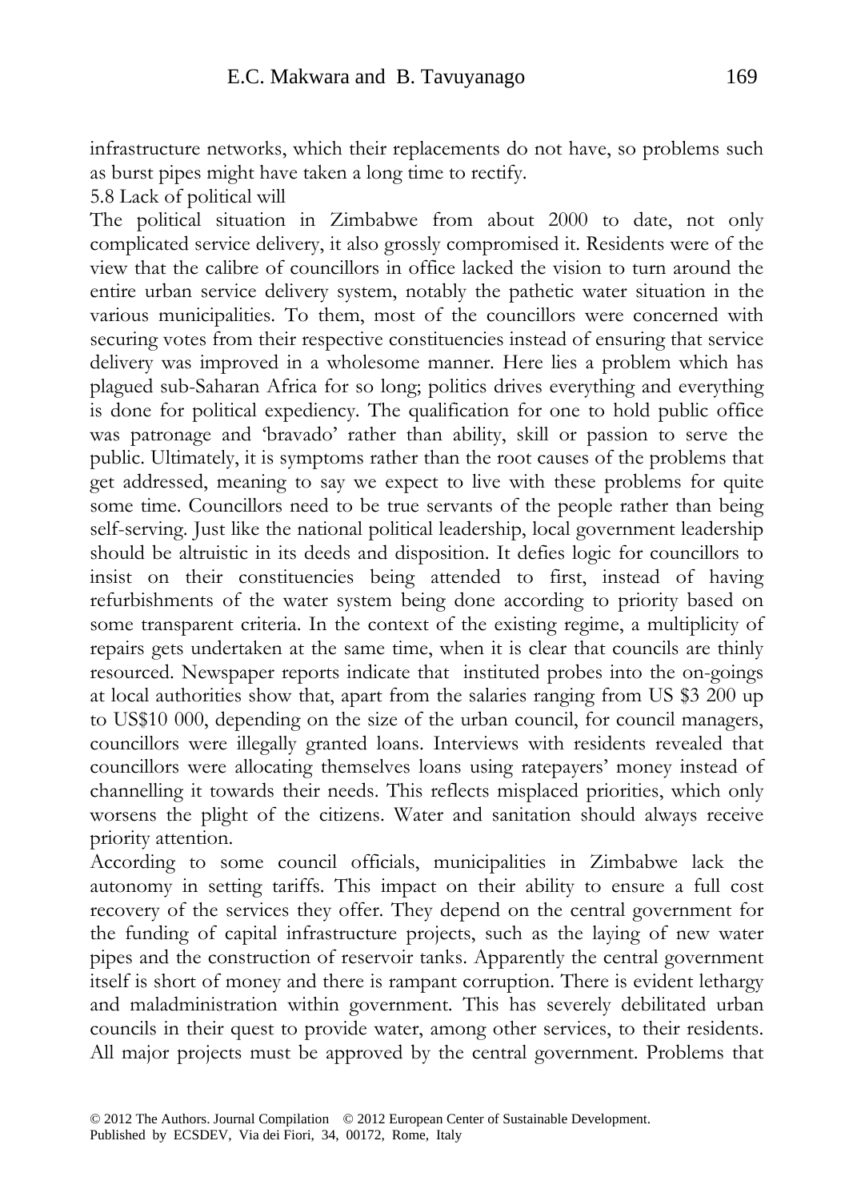infrastructure networks, which their replacements do not have, so problems such as burst pipes might have taken a long time to rectify.

### 5.8 Lack of political will

The political situation in Zimbabwe from about 2000 to date, not only complicated service delivery, it also grossly compromised it. Residents were of the view that the calibre of councillors in office lacked the vision to turn around the entire urban service delivery system, notably the pathetic water situation in the various municipalities. To them, most of the councillors were concerned with securing votes from their respective constituencies instead of ensuring that service delivery was improved in a wholesome manner. Here lies a problem which has plagued sub-Saharan Africa for so long; politics drives everything and everything is done for political expediency. The qualification for one to hold public office was patronage and 'bravado' rather than ability, skill or passion to serve the public. Ultimately, it is symptoms rather than the root causes of the problems that get addressed, meaning to say we expect to live with these problems for quite some time. Councillors need to be true servants of the people rather than being self-serving. Just like the national political leadership, local government leadership should be altruistic in its deeds and disposition. It defies logic for councillors to insist on their constituencies being attended to first, instead of having refurbishments of the water system being done according to priority based on some transparent criteria. In the context of the existing regime, a multiplicity of repairs gets undertaken at the same time, when it is clear that councils are thinly resourced. Newspaper reports indicate that instituted probes into the on-goings at local authorities show that, apart from the salaries ranging from US $3 200 up to US$10 000, depending on the size of the urban council, for council managers, councillors were illegally granted loans. Interviews with residents revealed that councillors were allocating themselves loans using ratepayers' money instead of channelling it towards their needs. This reflects misplaced priorities, which only worsens the plight of the citizens. Water and sanitation should always receive priority attention.

According to some council officials, municipalities in Zimbabwe lack the autonomy in setting tariffs. This impact on their ability to ensure a full cost recovery of the services they offer. They depend on the central government for the funding of capital infrastructure projects, such as the laying of new water pipes and the construction of reservoir tanks. Apparently the central government itself is short of money and there is rampant corruption. There is evident lethargy and maladministration within government. This has severely debilitated urban councils in their quest to provide water, among other services, to their residents. All major projects must be approved by the central government. Problems that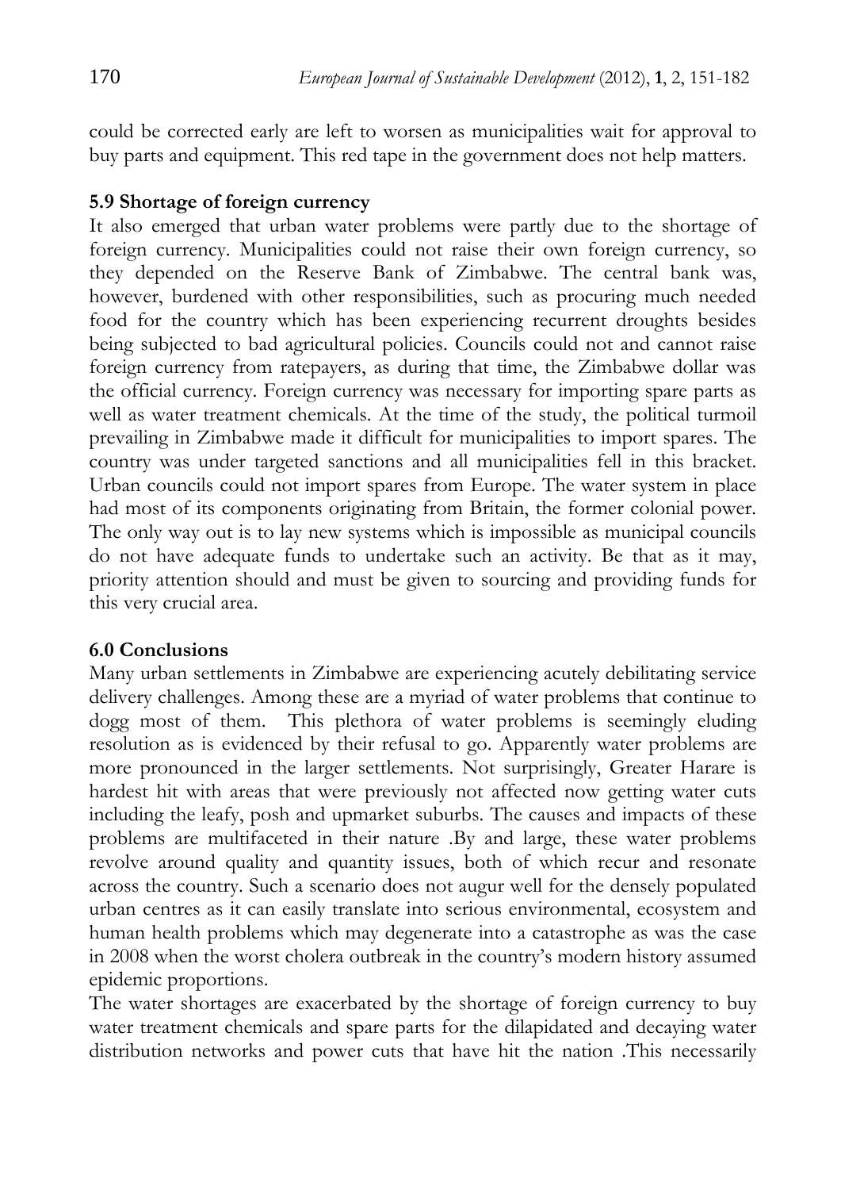could be corrected early are left to worsen as municipalities wait for approval to buy parts and equipment. This red tape in the government does not help matters.

### 5.9 Shortage of foreign currency

It also emerged that urban water problems were partly due to the shortage of foreign currency. Municipalities could not raise their own foreign currency, so they depended on the Reserve Bank of Zimbabwe. The central bank was, however, burdened with other responsibilities, such as procuring much needed food for the country which has been experiencing recurrent droughts besides being subjected to bad agricultural policies. Councils could not and cannot raise foreign currency from ratepayers, as during that time, the Zimbabwe dollar was the official currency. Foreign currency was necessary for importing spare parts as well as water treatment chemicals. At the time of the study, the political turmoil prevailing in Zimbabwe made it difficult for municipalities to import spares. The country was under targeted sanctions and all municipalities fell in this bracket. Urban councils could not import spares from Europe. The water system in place had most of its components originating from Britain, the former colonial power. The only way out is to lay new systems which is impossible as municipal councils do not have adequate funds to undertake such an activity. Be that as it may, priority attention should and must be given to sourcing and providing funds for this very crucial area.

## 6.0 Conclusions

Many urban settlements in Zimbabwe are experiencing acutely debilitating service delivery challenges. Among these are a myriad of water problems that continue to dogg most of them. This plethora of water problems is seemingly eluding resolution as is evidenced by their refusal to go. Apparently water problems are more pronounced in the larger settlements. Not surprisingly, Greater Harare is hardest hit with areas that were previously not affected now getting water cuts including the leafy, posh and upmarket suburbs. The causes and impacts of these problems are multifaceted in their nature .By and large, these water problems revolve around quality and quantity issues, both of which recur and resonate across the country. Such a scenario does not augur well for the densely populated urban centres as it can easily translate into serious environmental, ecosystem and human health problems which may degenerate into a catastrophe as was the case in 2008 when the worst cholera outbreak in the country's modern history assumed epidemic proportions.

The water shortages are exacerbated by the shortage of foreign currency to buy water treatment chemicals and spare parts for the dilapidated and decaying water distribution networks and power cuts that have hit the nation .This necessarily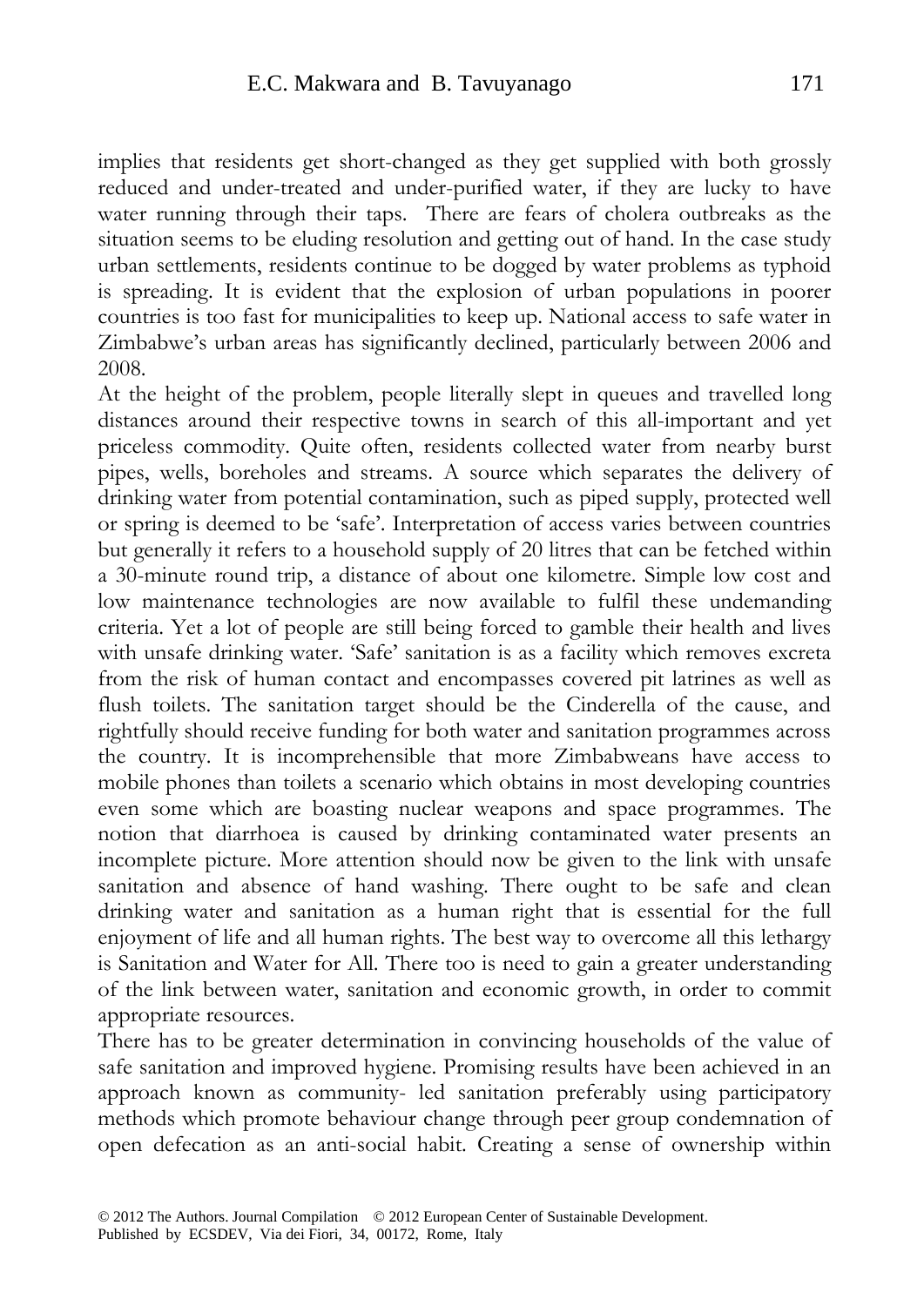implies that residents get short-changed as they get supplied with both grossly reduced and under-treated and under-purified water, if they are lucky to have water running through their taps. There are fears of cholera outbreaks as the situation seems to be eluding resolution and getting out of hand. In the case study urban settlements, residents continue to be dogged by water problems as typhoid is spreading. It is evident that the explosion of urban populations in poorer countries is too fast for municipalities to keep up. National access to safe water in Zimbabwe's urban areas has significantly declined, particularly between 2006 and 2008.

At the height of the problem, people literally slept in queues and travelled long distances around their respective towns in search of this all-important and yet priceless commodity. Quite often, residents collected water from nearby burst pipes, wells, boreholes and streams. A source which separates the delivery of drinking water from potential contamination, such as piped supply, protected well or spring is deemed to be 'safe'. Interpretation of access varies between countries but generally it refers to a household supply of 20 litres that can be fetched within a 30-minute round trip, a distance of about one kilometre. Simple low cost and low maintenance technologies are now available to fulfil these undemanding criteria. Yet a lot of people are still being forced to gamble their health and lives with unsafe drinking water. 'Safe' sanitation is as a facility which removes excreta from the risk of human contact and encompasses covered pit latrines as well as flush toilets. The sanitation target should be the Cinderella of the cause, and rightfully should receive funding for both water and sanitation programmes across the country. It is incomprehensible that more Zimbabweans have access to mobile phones than toilets a scenario which obtains in most developing countries even some which are boasting nuclear weapons and space programmes. The notion that diarrhoea is caused by drinking contaminated water presents an incomplete picture. More attention should now be given to the link with unsafe sanitation and absence of hand washing. There ought to be safe and clean drinking water and sanitation as a human right that is essential for the full enjoyment of life and all human rights. The best way to overcome all this lethargy is Sanitation and Water for All. There too is need to gain a greater understanding of the link between water, sanitation and economic growth, in order to commit appropriate resources.

There has to be greater determination in convincing households of the value of safe sanitation and improved hygiene. Promising results have been achieved in an approach known as community- led sanitation preferably using participatory methods which promote behaviour change through peer group condemnation of open defecation as an anti-social habit. Creating a sense of ownership within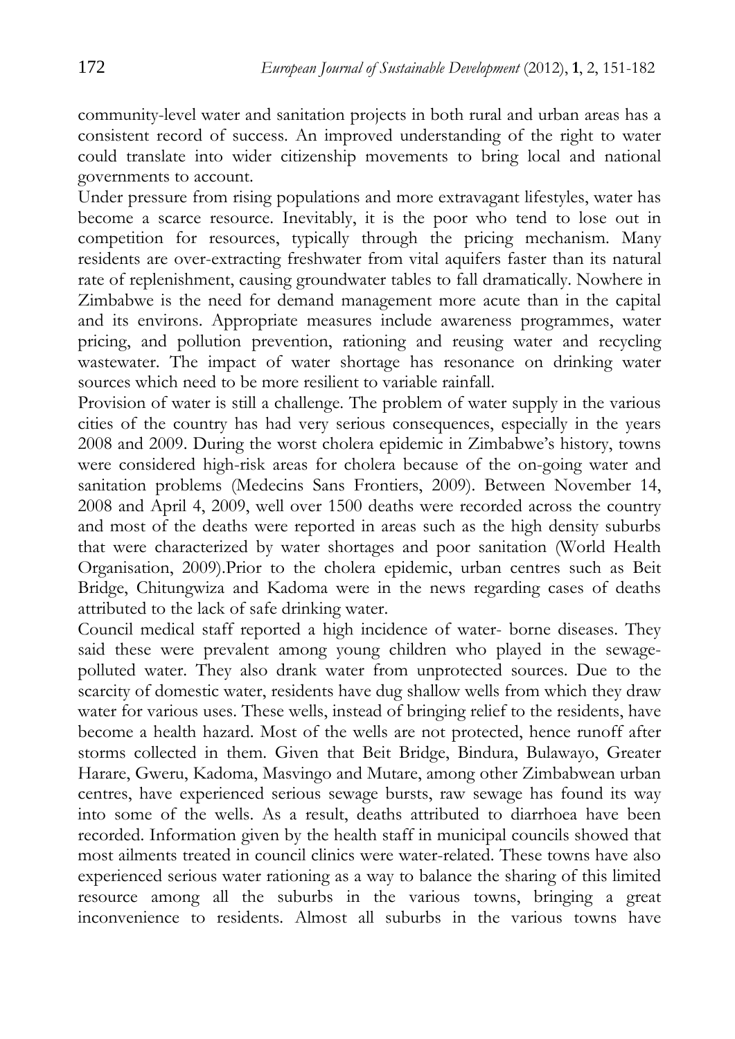community-level water and sanitation projects in both rural and urban areas has a consistent record of success. An improved understanding of the right to water could translate into wider citizenship movements to bring local and national governments to account.

Under pressure from rising populations and more extravagant lifestyles, water has become a scarce resource. Inevitably, it is the poor who tend to lose out in competition for resources, typically through the pricing mechanism. Many residents are over-extracting freshwater from vital aquifers faster than its natural rate of replenishment, causing groundwater tables to fall dramatically. Nowhere in Zimbabwe is the need for demand management more acute than in the capital and its environs. Appropriate measures include awareness programmes, water pricing, and pollution prevention, rationing and reusing water and recycling wastewater. The impact of water shortage has resonance on drinking water sources which need to be more resilient to variable rainfall.

Provision of water is still a challenge. The problem of water supply in the various cities of the country has had very serious consequences, especially in the years 2008 and 2009. During the worst cholera epidemic in Zimbabwe's history, towns were considered high-risk areas for cholera because of the on-going water and sanitation problems (Medecins Sans Frontiers, 2009). Between November 14, 2008 and April 4, 2009, well over 1500 deaths were recorded across the country and most of the deaths were reported in areas such as the high density suburbs that were characterized by water shortages and poor sanitation (World Health Organisation, 2009).Prior to the cholera epidemic, urban centres such as Beit Bridge, Chitungwiza and Kadoma were in the news regarding cases of deaths attributed to the lack of safe drinking water.

Council medical staff reported a high incidence of water- borne diseases. They said these were prevalent among young children who played in the sewage-polluted water. They also drank water from unprotected sources. Due to the scarcity of domestic water, residents have dug shallow wells from which they draw water for various uses. These wells, instead of bringing relief to the residents, have become a health hazard. Most of the wells are not protected, hence runoff after storms collected in them. Given that Beit Bridge, Bindura, Bulawayo, Greater Harare, Gweru, Kadoma, Masvingo and Mutare, among other Zimbabwean urban centres, have experienced serious sewage bursts, raw sewage has found its way into some of the wells. As a result, deaths attributed to diarrhoea have been recorded. Information given by the health staff in municipal councils showed that most ailments treated in council clinics were water-related. These towns have also experienced serious water rationing as a way to balance the sharing of this limited resource among all the suburbs in the various towns, bringing a great inconvenience to residents. Almost all suburbs in the various towns have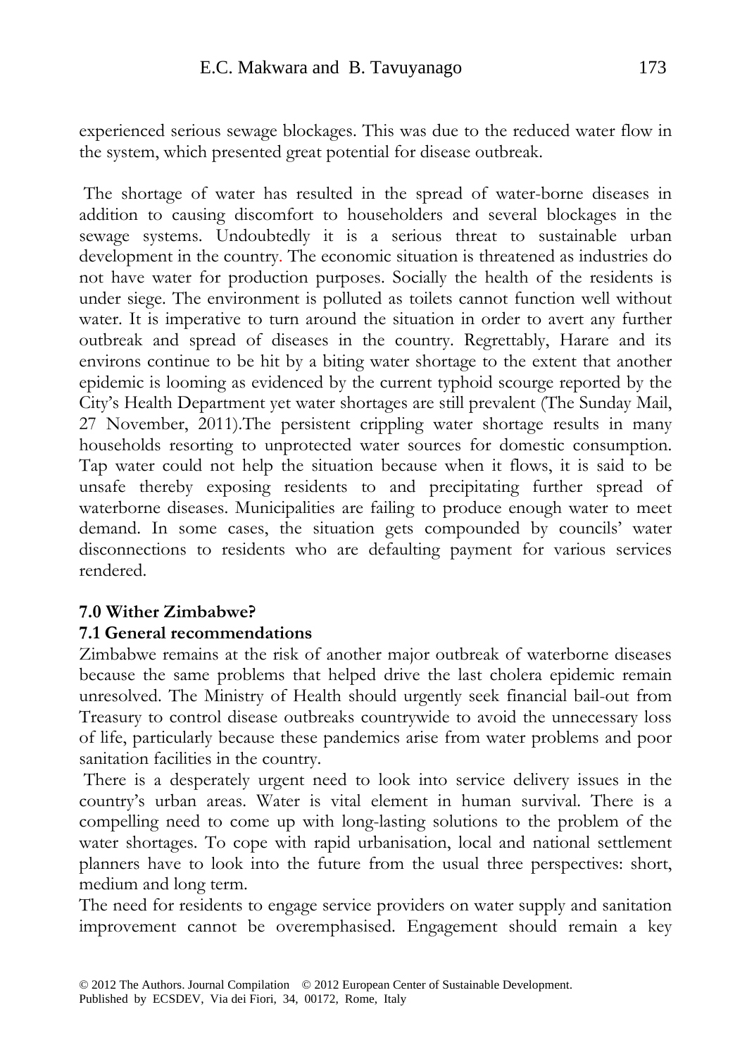experienced serious sewage blockages. This was due to the reduced water flow in the system, which presented great potential for disease outbreak.

The shortage of water has resulted in the spread of water-borne diseases in addition to causing discomfort to householders and several blockages in the sewage systems. Undoubtedly it is a serious threat to sustainable urban development in the country. The economic situation is threatened as industries do not have water for production purposes. Socially the health of the residents is under siege. The environment is polluted as toilets cannot function well without water. It is imperative to turn around the situation in order to avert any further outbreak and spread of diseases in the country. Regrettably, Harare and its environs continue to be hit by a biting water shortage to the extent that another epidemic is looming as evidenced by the current typhoid scourge reported by the City's Health Department yet water shortages are still prevalent (The Sunday Mail, 27 November, 2011).The persistent crippling water shortage results in many households resorting to unprotected water sources for domestic consumption. Tap water could not help the situation because when it flows, it is said to be unsafe thereby exposing residents to and precipitating further spread of waterborne diseases. Municipalities are failing to produce enough water to meet demand. In some cases, the situation gets compounded by councils' water disconnections to residents who are defaulting payment for various services rendered.

## 7.0 Wither Zimbabwe?

### 7.1 General recommendations

Zimbabwe remains at the risk of another major outbreak of waterborne diseases because the same problems that helped drive the last cholera epidemic remain unresolved. The Ministry of Health should urgently seek financial bail-out from Treasury to control disease outbreaks countrywide to avoid the unnecessary loss of life, particularly because these pandemics arise from water problems and poor sanitation facilities in the country.

There is a desperately urgent need to look into service delivery issues in the country's urban areas. Water is vital element in human survival. There is a compelling need to come up with long-lasting solutions to the problem of the water shortages. To cope with rapid urbanisation, local and national settlement planners have to look into the future from the usual three perspectives: short, medium and long term.

The need for residents to engage service providers on water supply and sanitation improvement cannot be overemphasised. Engagement should remain a key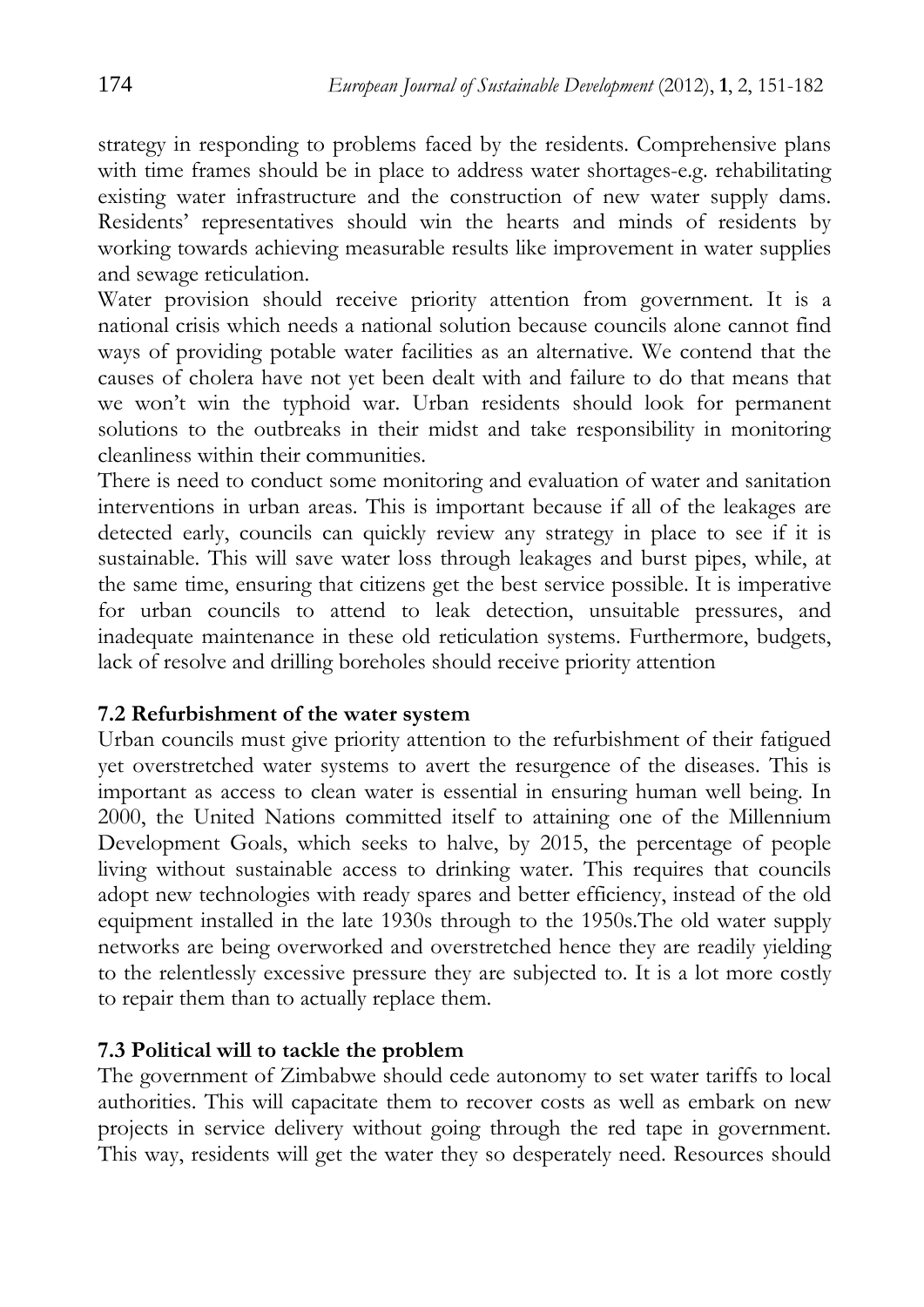strategy in responding to problems faced by the residents. Comprehensive plans with time frames should be in place to address water shortages-e.g. rehabilitating existing water infrastructure and the construction of new water supply dams. Residents' representatives should win the hearts and minds of residents by working towards achieving measurable results like improvement in water supplies and sewage reticulation.

Water provision should receive priority attention from government. It is a national crisis which needs a national solution because councils alone cannot find ways of providing potable water facilities as an alternative. We contend that the causes of cholera have not yet been dealt with and failure to do that means that we won't win the typhoid war. Urban residents should look for permanent solutions to the outbreaks in their midst and take responsibility in monitoring cleanliness within their communities.

There is need to conduct some monitoring and evaluation of water and sanitation interventions in urban areas. This is important because if all of the leakages are detected early, councils can quickly review any strategy in place to see if it is sustainable. This will save water loss through leakages and burst pipes, while, at the same time, ensuring that citizens get the best service possible. It is imperative for urban councils to attend to leak detection, unsuitable pressures, and inadequate maintenance in these old reticulation systems. Furthermore, budgets, lack of resolve and drilling boreholes should receive priority attention

### 7.2 Refurbishment of the water system

Urban councils must give priority attention to the refurbishment of their fatigued yet overstretched water systems to avert the resurgence of the diseases. This is important as access to clean water is essential in ensuring human well being. In 2000, the United Nations committed itself to attaining one of the Millennium Development Goals, which seeks to halve, by 2015, the percentage of people living without sustainable access to drinking water. This requires that councils adopt new technologies with ready spares and better efficiency, instead of the old equipment installed in the late 1930s through to the 1950s.The old water supply networks are being overworked and overstretched hence they are readily yielding to the relentlessly excessive pressure they are subjected to. It is a lot more costly to repair them than to actually replace them.

### 7.3 Political will to tackle the problem

The government of Zimbabwe should cede autonomy to set water tariffs to local authorities. This will capacitate them to recover costs as well as embark on new projects in service delivery without going through the red tape in government. This way, residents will get the water they so desperately need. Resources should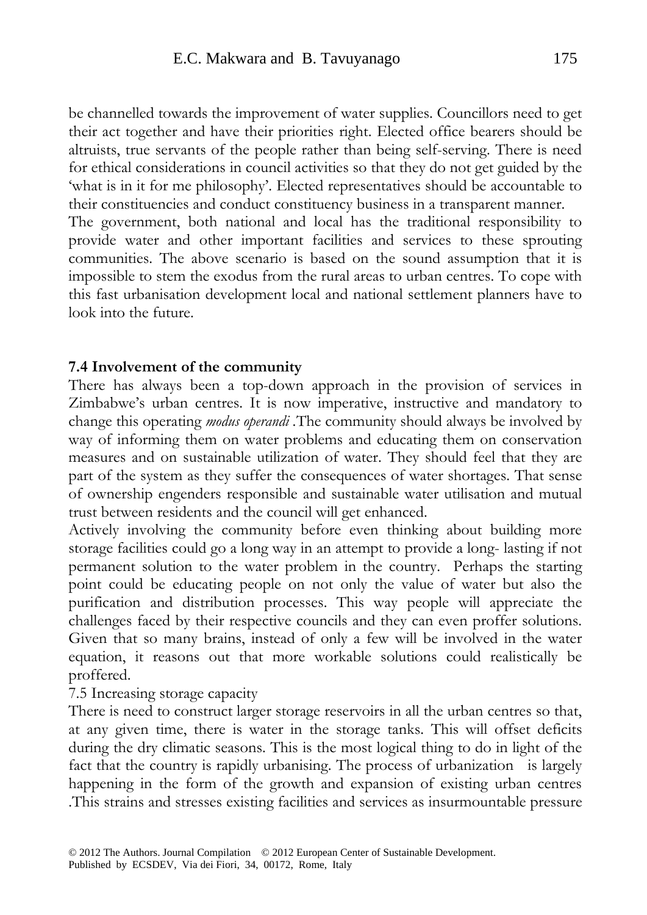be channelled towards the improvement of water supplies. Councillors need to get their act together and have their priorities right. Elected office bearers should be altruists, true servants of the people rather than being self-serving. There is need for ethical considerations in council activities so that they do not get guided by the 'what is in it for me philosophy'. Elected representatives should be accountable to their constituencies and conduct constituency business in a transparent manner.

The government, both national and local has the traditional responsibility to provide water and other important facilities and services to these sprouting communities. The above scenario is based on the sound assumption that it is impossible to stem the exodus from the rural areas to urban centres. To cope with this fast urbanisation development local and national settlement planners have to look into the future.

### 7.4 Involvement of the community

There has always been a top-down approach in the provision of services in Zimbabwe's urban centres. It is now imperative, instructive and mandatory to change this operating *modus operandi* .The community should always be involved by way of informing them on water problems and educating them on conservation measures and on sustainable utilization of water. They should feel that they are part of the system as they suffer the consequences of water shortages. That sense of ownership engenders responsible and sustainable water utilisation and mutual trust between residents and the council will get enhanced.

Actively involving the community before even thinking about building more storage facilities could go a long way in an attempt to provide a long- lasting if not permanent solution to the water problem in the country. Perhaps the starting point could be educating people on not only the value of water but also the purification and distribution processes. This way people will appreciate the challenges faced by their respective councils and they can even proffer solutions. Given that so many brains, instead of only a few will be involved in the water equation, it reasons out that more workable solutions could realistically be proffered.

7.5 Increasing storage capacity

There is need to construct larger storage reservoirs in all the urban centres so that, at any given time, there is water in the storage tanks. This will offset deficits during the dry climatic seasons. This is the most logical thing to do in light of the fact that the country is rapidly urbanising. The process of urbanization is largely happening in the form of the growth and expansion of existing urban centres .This strains and stresses existing facilities and services as insurmountable pressure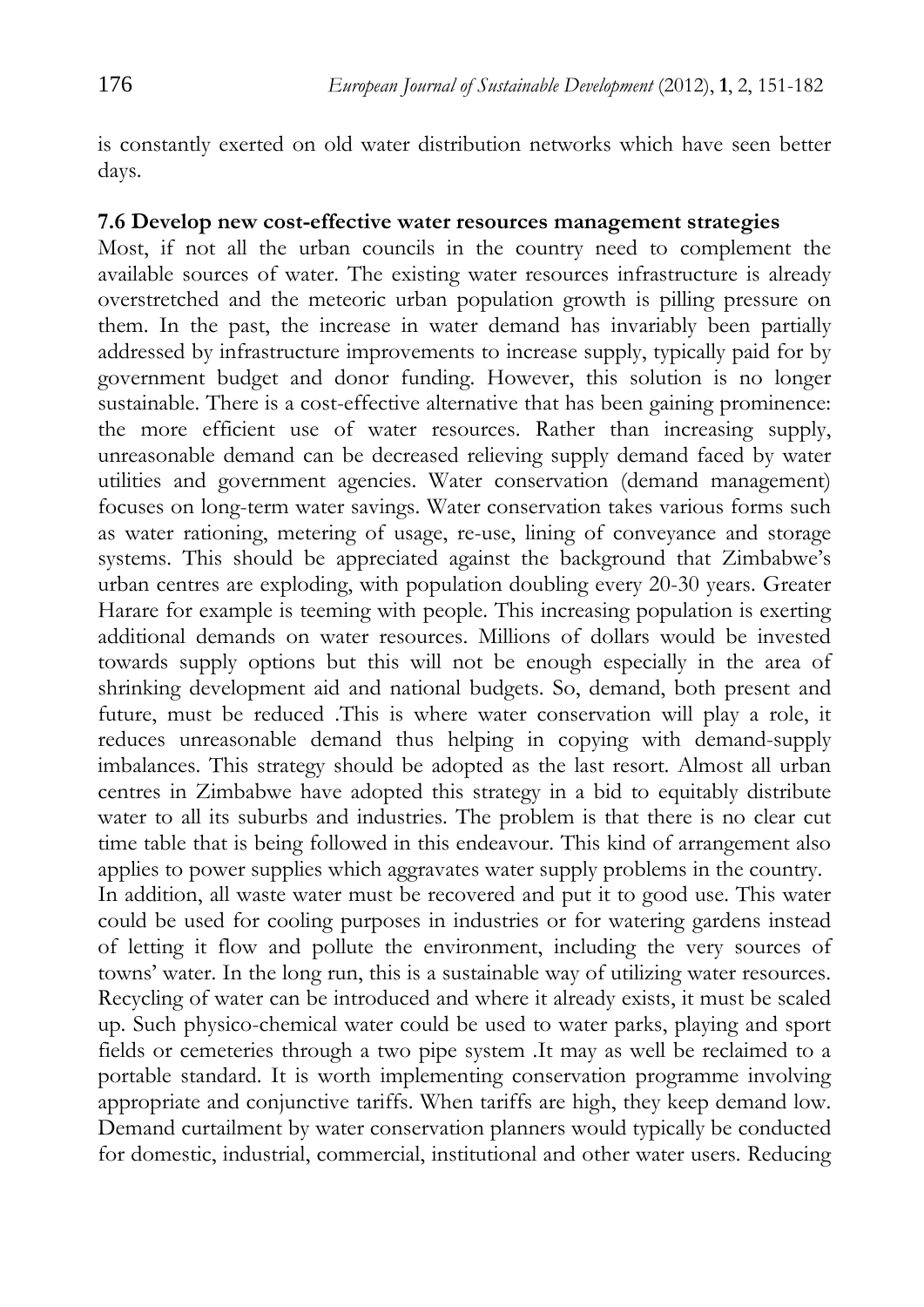is constantly exerted on old water distribution networks which have seen better days.

**7.6 Develop new cost-effective water resources management strategies**

Most, if not all the urban councils in the country need to complement the available sources of water. The existing water resources infrastructure is already overstretched and the meteoric urban population growth is pilling pressure on them. In the past, the increase in water demand has invariably been partially addressed by infrastructure improvements to increase supply, typically paid for by government budget and donor funding. However, this solution is no longer sustainable. There is a cost-effective alternative that has been gaining prominence: the more efficient use of water resources. Rather than increasing supply, unreasonable demand can be decreased relieving supply demand faced by water utilities and government agencies. Water conservation (demand management) focuses on long-term water savings. Water conservation takes various forms such as water rationing, metering of usage, re-use, lining of conveyance and storage systems. This should be appreciated against the background that Zimbabwe's urban centres are exploding, with population doubling every 20-30 years. Greater Harare for example is teeming with people. This increasing population is exerting additional demands on water resources. Millions of dollars would be invested towards supply options but this will not be enough especially in the area of shrinking development aid and national budgets. So, demand, both present and future, must be reduced .This is where water conservation will play a role, it reduces unreasonable demand thus helping in copying with demand-supply imbalances. This strategy should be adopted as the last resort. Almost all urban centres in Zimbabwe have adopted this strategy in a bid to equitably distribute water to all its suburbs and industries. The problem is that there is no clear cut time table that is being followed in this endeavour. This kind of arrangement also applies to power supplies which aggravates water supply problems in the country.

In addition, all waste water must be recovered and put it to good use. This water could be used for cooling purposes in industries or for watering gardens instead of letting it flow and pollute the environment, including the very sources of towns' water. In the long run, this is a sustainable way of utilizing water resources. Recycling of water can be introduced and where it already exists, it must be scaled up. Such physico-chemical water could be used to water parks, playing and sport fields or cemeteries through a two pipe system .It may as well be reclaimed to a portable standard. It is worth implementing conservation programme involving appropriate and conjunctive tariffs. When tariffs are high, they keep demand low. Demand curtailment by water conservation planners would typically be conducted for domestic, industrial, commercial, institutional and other water users. Reducing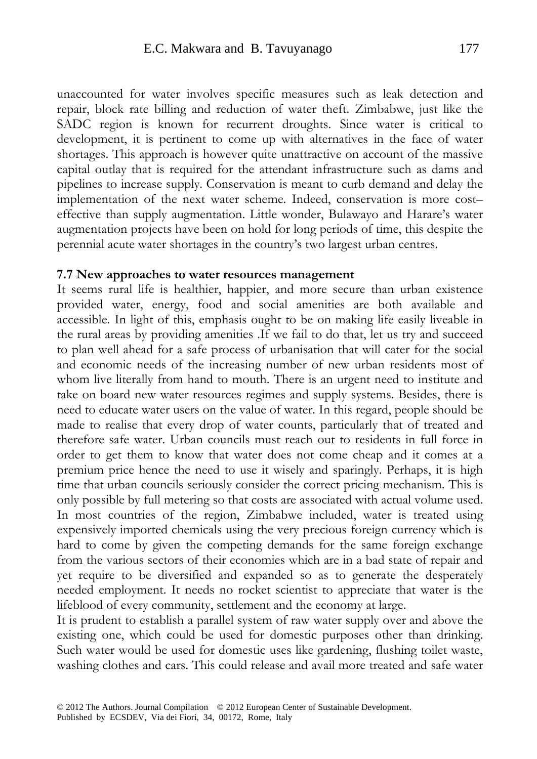unaccounted for water involves specific measures such as leak detection and repair, block rate billing and reduction of water theft. Zimbabwe, just like the SADC region is known for recurrent droughts. Since water is critical to development, it is pertinent to come up with alternatives in the face of water shortages. This approach is however quite unattractive on account of the massive capital outlay that is required for the attendant infrastructure such as dams and pipelines to increase supply. Conservation is meant to curb demand and delay the implementation of the next water scheme. Indeed, conservation is more cost–effective than supply augmentation. Little wonder, Bulawayo and Harare's water augmentation projects have been on hold for long periods of time, this despite the perennial acute water shortages in the country's two largest urban centres.

**7.7 New approaches to water resources management**

It seems rural life is healthier, happier, and more secure than urban existence provided water, energy, food and social amenities are both available and accessible. In light of this, emphasis ought to be on making life easily liveable in the rural areas by providing amenities .If we fail to do that, let us try and succeed to plan well ahead for a safe process of urbanisation that will cater for the social and economic needs of the increasing number of new urban residents most of whom live literally from hand to mouth. There is an urgent need to institute and take on board new water resources regimes and supply systems. Besides, there is need to educate water users on the value of water. In this regard, people should be made to realise that every drop of water counts, particularly that of treated and therefore safe water. Urban councils must reach out to residents in full force in order to get them to know that water does not come cheap and it comes at a premium price hence the need to use it wisely and sparingly. Perhaps, it is high time that urban councils seriously consider the correct pricing mechanism. This is only possible by full metering so that costs are associated with actual volume used. In most countries of the region, Zimbabwe included, water is treated using expensively imported chemicals using the very precious foreign currency which is hard to come by given the competing demands for the same foreign exchange from the various sectors of their economies which are in a bad state of repair and yet require to be diversified and expanded so as to generate the desperately needed employment. It needs no rocket scientist to appreciate that water is the lifeblood of every community, settlement and the economy at large.

It is prudent to establish a parallel system of raw water supply over and above the existing one, which could be used for domestic purposes other than drinking. Such water would be used for domestic uses like gardening, flushing toilet waste, washing clothes and cars. This could release and avail more treated and safe water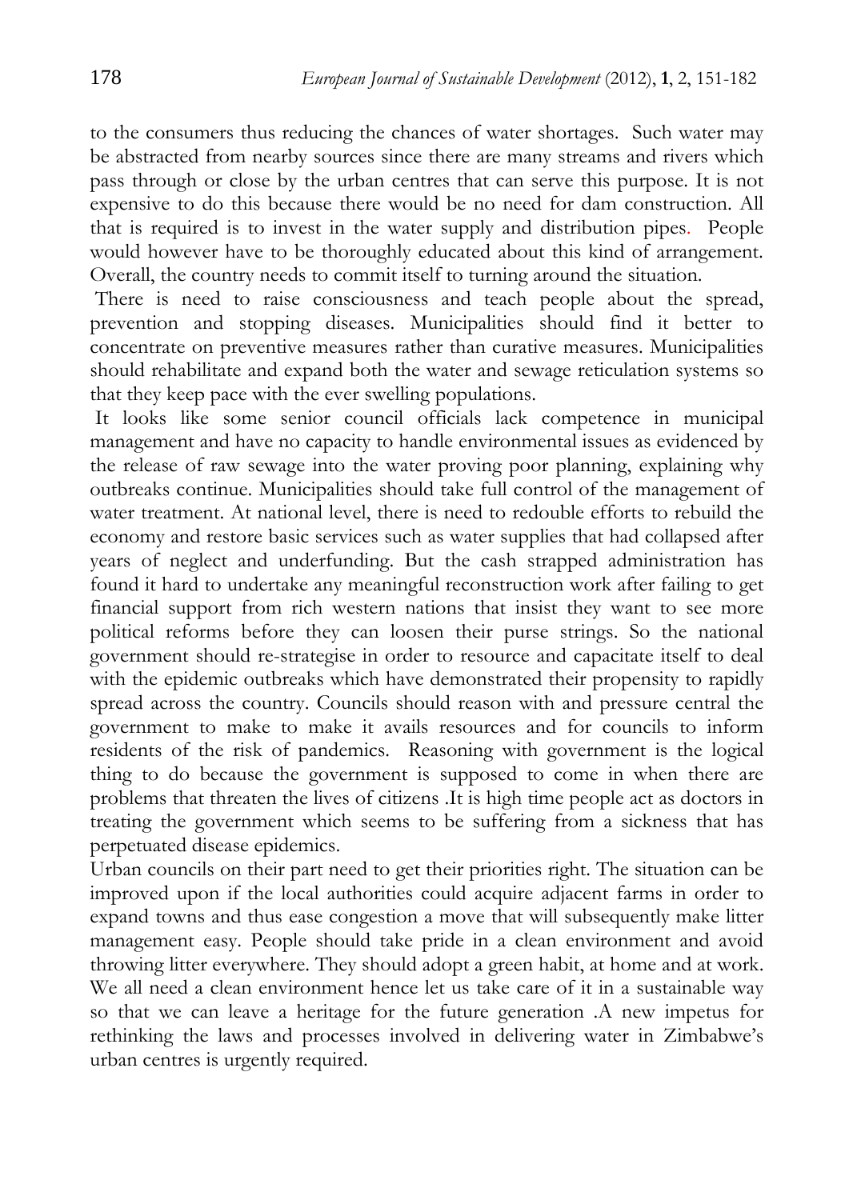to the consumers thus reducing the chances of water shortages. Such water may be abstracted from nearby sources since there are many streams and rivers which pass through or close by the urban centres that can serve this purpose. It is not expensive to do this because there would be no need for dam construction. All that is required is to invest in the water supply and distribution pipes. People would however have to be thoroughly educated about this kind of arrangement. Overall, the country needs to commit itself to turning around the situation.

There is need to raise consciousness and teach people about the spread, prevention and stopping diseases. Municipalities should find it better to concentrate on preventive measures rather than curative measures. Municipalities should rehabilitate and expand both the water and sewage reticulation systems so that they keep pace with the ever swelling populations.

It looks like some senior council officials lack competence in municipal management and have no capacity to handle environmental issues as evidenced by the release of raw sewage into the water proving poor planning, explaining why outbreaks continue. Municipalities should take full control of the management of water treatment. At national level, there is need to redouble efforts to rebuild the economy and restore basic services such as water supplies that had collapsed after years of neglect and underfunding. But the cash strapped administration has found it hard to undertake any meaningful reconstruction work after failing to get financial support from rich western nations that insist they want to see more political reforms before they can loosen their purse strings. So the national government should re-strategise in order to resource and capacitate itself to deal with the epidemic outbreaks which have demonstrated their propensity to rapidly spread across the country. Councils should reason with and pressure central the government to make to make it avails resources and for councils to inform residents of the risk of pandemics. Reasoning with government is the logical thing to do because the government is supposed to come in when there are problems that threaten the lives of citizens .It is high time people act as doctors in treating the government which seems to be suffering from a sickness that has perpetuated disease epidemics.

Urban councils on their part need to get their priorities right. The situation can be improved upon if the local authorities could acquire adjacent farms in order to expand towns and thus ease congestion a move that will subsequently make litter management easy. People should take pride in a clean environment and avoid throwing litter everywhere. They should adopt a green habit, at home and at work. We all need a clean environment hence let us take care of it in a sustainable way so that we can leave a heritage for the future generation .A new impetus for rethinking the laws and processes involved in delivering water in Zimbabwe's urban centres is urgently required.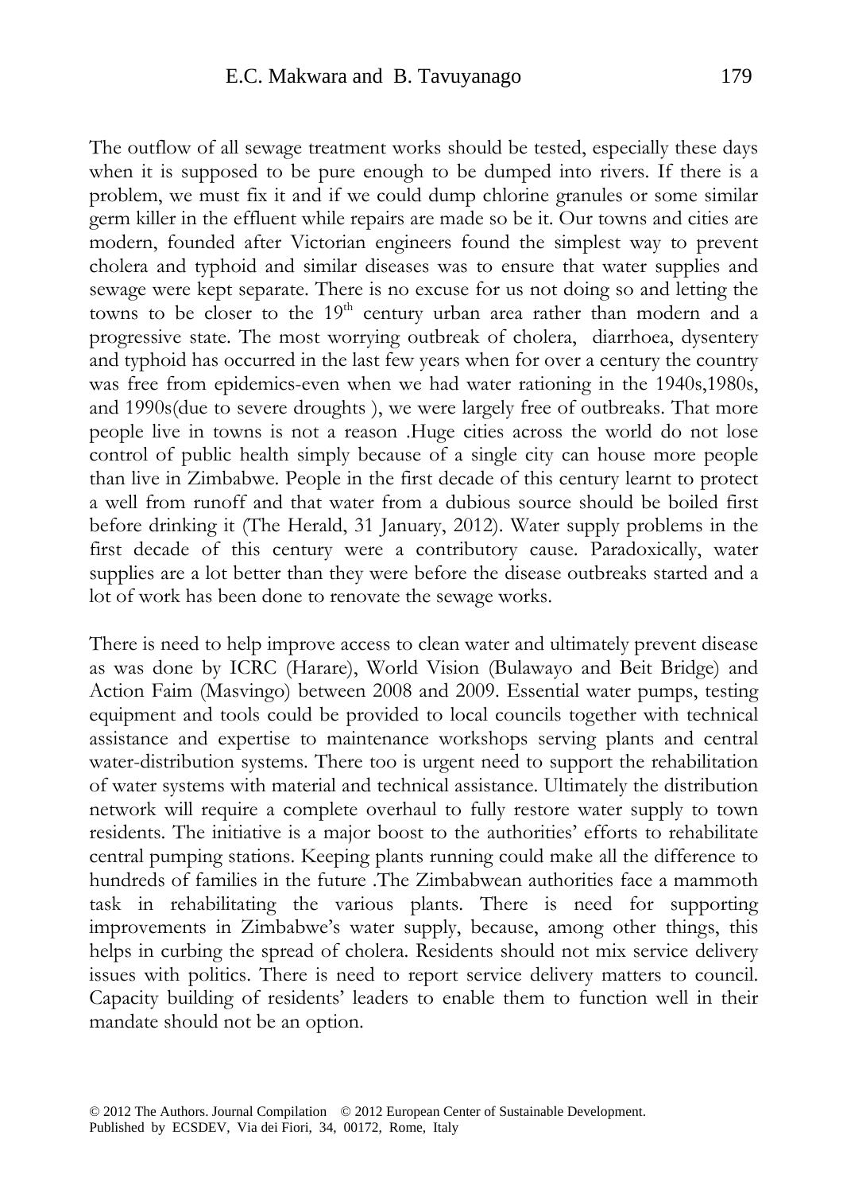The outflow of all sewage treatment works should be tested, especially these days when it is supposed to be pure enough to be dumped into rivers. If there is a problem, we must fix it and if we could dump chlorine granules or some similar germ killer in the effluent while repairs are made so be it. Our towns and cities are modern, founded after Victorian engineers found the simplest way to prevent cholera and typhoid and similar diseases was to ensure that water supplies and sewage were kept separate. There is no excuse for us not doing so and letting the towns to be closer to the 19th century urban area rather than modern and a progressive state. The most worrying outbreak of cholera, diarrhoea, dysentery and typhoid has occurred in the last few years when for over a century the country was free from epidemics-even when we had water rationing in the 1940s,1980s, and 1990s(due to severe droughts ), we were largely free of outbreaks. That more people live in towns is not a reason .Huge cities across the world do not lose control of public health simply because of a single city can house more people than live in Zimbabwe. People in the first decade of this century learnt to protect a well from runoff and that water from a dubious source should be boiled first before drinking it (The Herald, 31 January, 2012). Water supply problems in the first decade of this century were a contributory cause. Paradoxically, water supplies are a lot better than they were before the disease outbreaks started and a lot of work has been done to renovate the sewage works.

There is need to help improve access to clean water and ultimately prevent disease as was done by ICRC (Harare), World Vision (Bulawayo and Beit Bridge) and Action Faim (Masvingo) between 2008 and 2009. Essential water pumps, testing equipment and tools could be provided to local councils together with technical assistance and expertise to maintenance workshops serving plants and central water-distribution systems. There too is urgent need to support the rehabilitation of water systems with material and technical assistance. Ultimately the distribution network will require a complete overhaul to fully restore water supply to town residents. The initiative is a major boost to the authorities' efforts to rehabilitate central pumping stations. Keeping plants running could make all the difference to hundreds of families in the future .The Zimbabwean authorities face a mammoth task in rehabilitating the various plants. There is need for supporting improvements in Zimbabwe's water supply, because, among other things, this helps in curbing the spread of cholera. Residents should not mix service delivery issues with politics. There is need to report service delivery matters to council. Capacity building of residents' leaders to enable them to function well in their mandate should not be an option.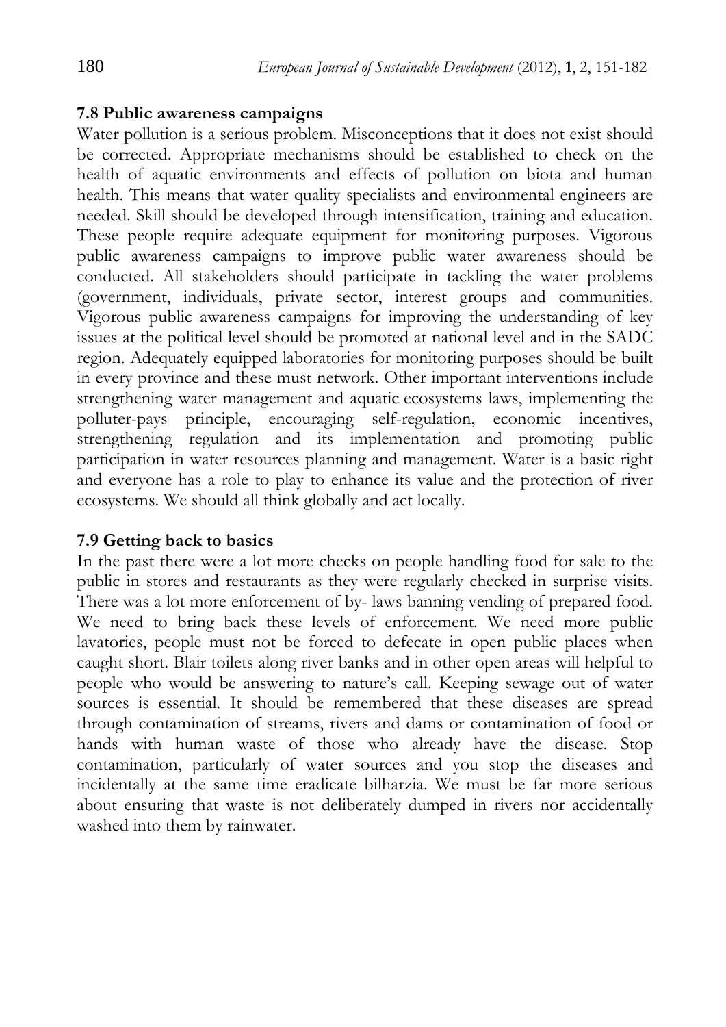### 7.8 Public awareness campaigns

Water pollution is a serious problem. Misconceptions that it does not exist should be corrected. Appropriate mechanisms should be established to check on the health of aquatic environments and effects of pollution on biota and human health. This means that water quality specialists and environmental engineers are needed. Skill should be developed through intensification, training and education. These people require adequate equipment for monitoring purposes. Vigorous public awareness campaigns to improve public water awareness should be conducted. All stakeholders should participate in tackling the water problems (government, individuals, private sector, interest groups and communities. Vigorous public awareness campaigns for improving the understanding of key issues at the political level should be promoted at national level and in the SADC region. Adequately equipped laboratories for monitoring purposes should be built in every province and these must network. Other important interventions include strengthening water management and aquatic ecosystems laws, implementing the polluter-pays principle, encouraging self-regulation, economic incentives, strengthening regulation and its implementation and promoting public participation in water resources planning and management. Water is a basic right and everyone has a role to play to enhance its value and the protection of river ecosystems. We should all think globally and act locally.

### 7.9 Getting back to basics

In the past there were a lot more checks on people handling food for sale to the public in stores and restaurants as they were regularly checked in surprise visits. There was a lot more enforcement of by- laws banning vending of prepared food. We need to bring back these levels of enforcement. We need more public lavatories, people must not be forced to defecate in open public places when caught short. Blair toilets along river banks and in other open areas will helpful to people who would be answering to nature's call. Keeping sewage out of water sources is essential. It should be remembered that these diseases are spread through contamination of streams, rivers and dams or contamination of food or hands with human waste of those who already have the disease. Stop contamination, particularly of water sources and you stop the diseases and incidentally at the same time eradicate bilharzia. We must be far more serious about ensuring that waste is not deliberately dumped in rivers nor accidentally washed into them by rainwater.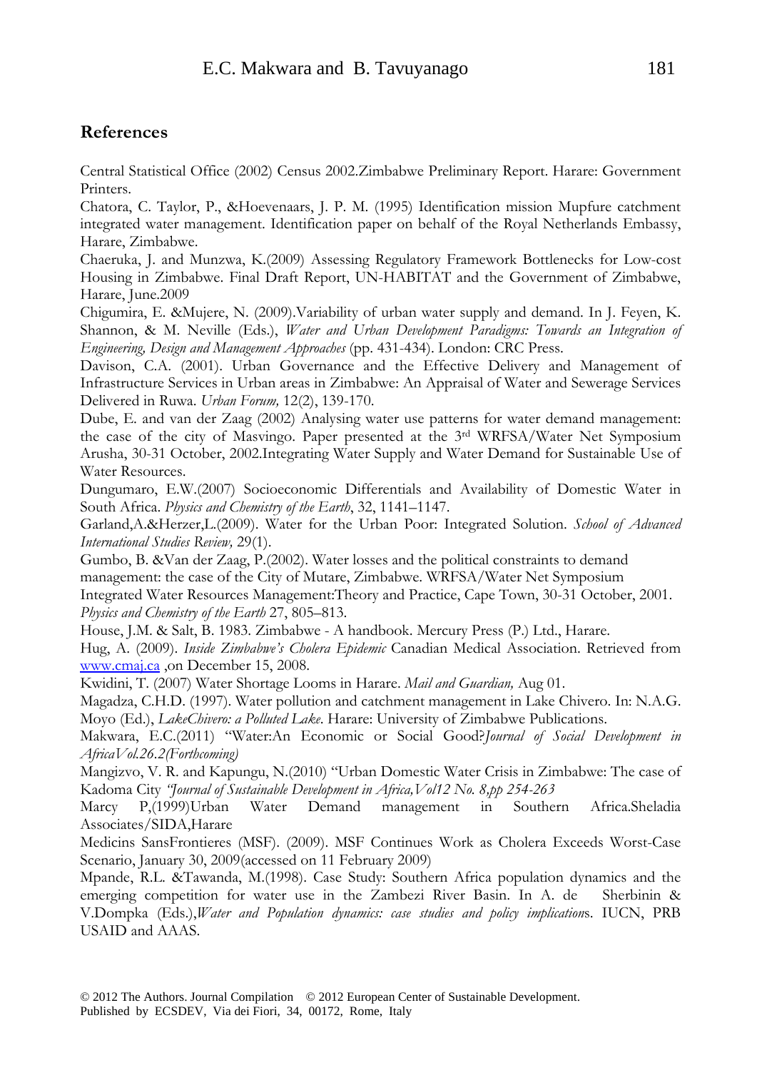## References

Central Statistical Office (2002) Census 2002.Zimbabwe Preliminary Report. Harare: Government Printers.

Chatora, C. Taylor, P., &Hoevenaars, J. P. M. (1995) Identification mission Mupfure catchment integrated water management. Identification paper on behalf of the Royal Netherlands Embassy, Harare, Zimbabwe.

Chaeruka, J. and Munzwa, K.(2009) Assessing Regulatory Framework Bottlenecks for Low-cost Housing in Zimbabwe. Final Draft Report, UN-HABITAT and the Government of Zimbabwe, Harare, June.2009

Chigumira, E. &Mujere, N. (2009).Variability of urban water supply and demand. In J. Feyen, K. Shannon, & M. Neville (Eds.), *Water and Urban Development Paradigms: Towards an Integration of Engineering, Design and Management Approaches* (pp. 431-434). London: CRC Press.

Davison, C.A. (2001). Urban Governance and the Effective Delivery and Management of Infrastructure Services in Urban areas in Zimbabwe: An Appraisal of Water and Sewerage Services Delivered in Ruwa. *Urban Forum,* 12(2), 139-170.

Dube, E. and van der Zaag (2002) Analysing water use patterns for water demand management: the case of the city of Masvingo. Paper presented at the 3rd WRFSA/Water Net Symposium Arusha, 30-31 October, 2002.Integrating Water Supply and Water Demand for Sustainable Use of Water Resources.

Dungumaro, E.W.(2007) Socioeconomic Differentials and Availability of Domestic Water in South Africa. *Physics and Chemistry of the Earth*, 32, 1141–1147.

Garland,A.&Herzer,L.(2009). Water for the Urban Poor: Integrated Solution. *School of Advanced International Studies Review,* 29(1).

Gumbo, B. &Van der Zaag, P.(2002). Water losses and the political constraints to demand management: the case of the City of Mutare, Zimbabwe. WRFSA/Water Net Symposium Integrated Water Resources Management:Theory and Practice, Cape Town, 30-31 October, 2001. *Physics and Chemistry of the Earth* 27, 805–813.

House, J.M. & Salt, B. 1983. Zimbabwe - A handbook. Mercury Press (P.) Ltd., Harare.

Hug, A. (2009). *Inside Zimbabwe's Cholera Epidemic* Canadian Medical Association. Retrieved from www.cmaj.ca ,on December 15, 2008.

Kwidini, T. (2007) Water Shortage Looms in Harare. *Mail and Guardian,* Aug 01.

Magadza, C.H.D. (1997). Water pollution and catchment management in Lake Chivero. In: N.A.G. Moyo (Ed.), *LakeChivero: a Polluted Lake*. Harare: University of Zimbabwe Publications.

Makwara, E.C.(2011) "Water:An Economic or Social Good?*Journal of Social Development in AfricaVol.26.2(Forthcoming)*

Mangizvo, V. R. and Kapungu, N.(2010) "Urban Domestic Water Crisis in Zimbabwe: The case of Kadoma City *"Journal of Sustainable Development in Africa,Vol12 No. 8,pp 254-263*

Marcy P,(1999)Urban Water Demand management in Southern Africa.Sheladia Associates/SIDA,Harare

Medicins SansFrontieres (MSF). (2009). MSF Continues Work as Cholera Exceeds Worst-Case Scenario, January 30, 2009(accessed on 11 February 2009)

Mpande, R.L. &Tawanda, M.(1998). Case Study: Southern Africa population dynamics and the emerging competition for water use in the Zambezi River Basin. In A. de Sherbinin & V.Dompka (Eds.),*Water and Population dynamics: case studies and policy implication*s. IUCN, PRB USAID and AAAS.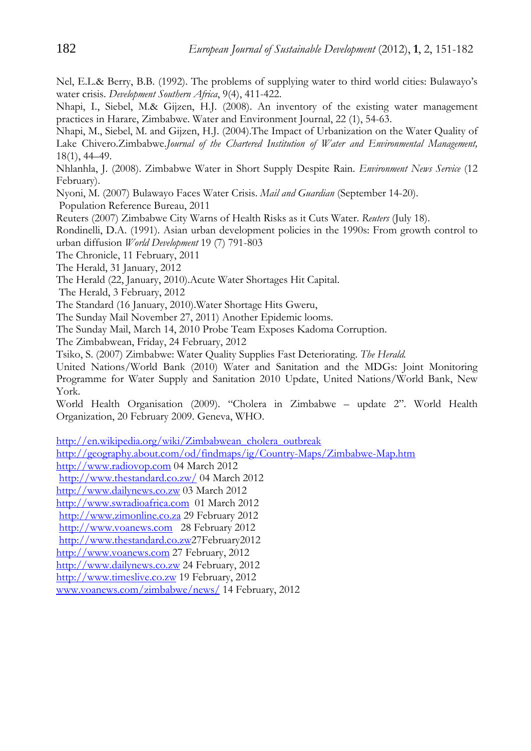Nel, E.L.& Berry, B.B. (1992). The problems of supplying water to third world cities: Bulawayo's water crisis. *Development Southern Africa*, 9(4), 411-422.

Nhapi, I., Siebel, M.& Gijzen, H.J. (2008). An inventory of the existing water management practices in Harare, Zimbabwe. Water and Environment Journal, 22 (1), 54-63.

Nhapi, M., Siebel, M. and Gijzen, H.J. (2004).The Impact of Urbanization on the Water Quality of Lake Chivero.Zimbabwe.*Journal of the Chartered Institution of Water and Environmental Management,* 18(1), 44–49.

Nhlanhla, J. (2008). Zimbabwe Water in Short Supply Despite Rain. *Environment News Service* (12 February).

Nyoni, M. (2007) Bulawayo Faces Water Crisis. *Mail and Guardian* (September 14-20).

Population Reference Bureau, 2011

Reuters (2007) Zimbabwe City Warns of Health Risks as it Cuts Water. *Reuters* (July 18).

Rondinelli, D.A. (1991). Asian urban development policies in the 1990s: From growth control to urban diffusion *World Development* 19 (7) 791-803

The Chronicle, 11 February, 2011

The Herald, 31 January, 2012

The Herald (22, January, 2010).Acute Water Shortages Hit Capital.

The Herald, 3 February, 2012

The Standard (16 January, 2010).Water Shortage Hits Gweru,

The Sunday Mail November 27, 2011) Another Epidemic looms.

The Sunday Mail, March 14, 2010 Probe Team Exposes Kadoma Corruption.

The Zimbabwean, Friday, 24 February, 2012

Tsiko, S. (2007) Zimbabwe: Water Quality Supplies Fast Deteriorating. *The Herald.*

United Nations/World Bank (2010) Water and Sanitation and the MDGs: Joint Monitoring Programme for Water Supply and Sanitation 2010 Update, United Nations/World Bank, New York.

World Health Organisation (2009). "Cholera in Zimbabwe – update 2". World Health Organization, 20 February 2009. Geneva, WHO.

http://en.wikipedia.org/wiki/Zimbabwean_cholera_outbreak

http://geography.about.com/od/findmaps/ig/Country-Maps/Zimbabwe-Map.htm

http://www.radiovop.com 04 March 2012

http://www.thestandard.co.zw/ 04 March 2012

http://www.dailynews.co.zw 03 March 2012

http://www.swradioafrica.com 01 March 2012

http://www.zimonline.co.za 29 February 2012

http://www.voanews.com 28 February 2012

http://www.thestandard.co.zw27February2012

http://www.voanews.com 27 February, 2012

http://www.dailynews.co.zw 24 February, 2012

http://www.timeslive.co.zw 19 February, 2012

www.voanews.com/zimbabwe/news/ 14 February, 2012